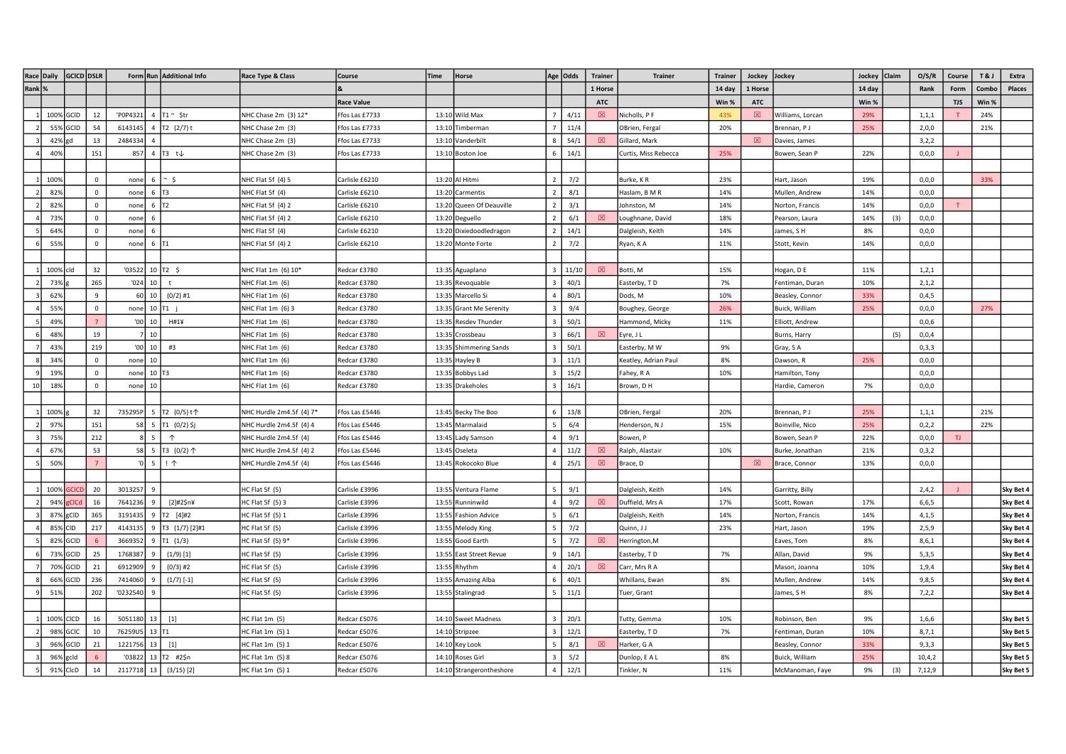| Race Rank | Daily % | GCICD | DSLR | Form | Run | Additional Info | Race Type & Class | Course & Race Value | Time | Horse | Age | Odds | Trainer 1 Horse ATC | Trainer | Trainer 14 day Win % | Jockey 1 Horse ATC | Jockey | Jockey 14 day Win % | Claim | O/S/R Rank | Course Form TJS | T & J Combo Win % | Extra Places |
|---|---|---|---|---|---|---|---|---|---|---|---|---|---|---|---|---|---|---|---|---|---|---|---|
| 1 | 100% | GCID | 12 | 'P0P4321 | 4 | T1 ~ $tr | NHC Chase 2m (3) 12* | Ffos Las £7733 | 13:10 | Wild Max | 7 | 4/11 | ☒ | Nicholls, P F | 43% | ☒ | Williams, Lorcan | 29% | | 1,1,1 | T | 24% | |
| 2 | 55% | GCID | 54 | 6143145 | 4 | T2 (2/7) t | NHC Chase 2m (3) | Ffos Las £7733 | 13:10 | Timberman | 7 | 11/4 | | OBrien, Fergal | 20% | | Brennan, P J | 25% | | 2,0,0 | | 21% | |
| 3 | 42% | gd | 13 | 2484334 | 4 | | NHC Chase 2m (3) | Ffos Las £7733 | 13:10 | Vanderbilt | 8 | 54/1 | ☒ | Gillard, Mark | | ☒ | Davies, James | | | 3,2,2 | | | |
| 4 | 40% | | 151 | 857 | 4 | T3 t↓ | NHC Chase 2m (3) | Ffos Las £7733 | 13:10 | Boston Joe | 6 | 14/1 | | Curtis, Miss Rebecca | 25% | | Bowen, Sean P | 22% | | 0,0,0 | J | | |
| | | | | | | | | | | | | | | | | | | | | | | | |
| 1 | 100% | | 0 | none | 6 | ~ $ | NHC Flat 5f (4) 5 | Carlisle £6210 | 13:20 | Al Hitmi | 2 | 7/2 | | Burke, K R | 23% | | Hart, Jason | 19% | | 0,0,0 | | 33% | |
| 2 | 82% | | 0 | none | 6 | T3 | NHC Flat 5f (4) | Carlisle £6210 | 13:20 | Carmentis | 2 | 8/1 | | Haslam, B M R | 14% | | Mullen, Andrew | 14% | | 0,0,0 | | | |
| 2 | 82% | | 0 | none | 6 | T2 | NHC Flat 5f (4) 2 | Carlisle £6210 | 13:20 | Queen Of Deauville | 2 | 3/1 | | Johnston, M | 14% | | Norton, Francis | 14% | | 0,0,0 | T | | |
| 4 | 73% | | 0 | none | 6 | | NHC Flat 5f (4) 2 | Carlisle £6210 | 13:20 | Deguello | 2 | 6/1 | ☒ | Loughnane, David | 18% | | Pearson, Laura | 14% | (3) | 0,0,0 | | | |
| 5 | 64% | | 0 | none | 6 | | NHC Flat 5f (4) | Carlisle £6210 | 13:20 | Dixiedoodledragon | 2 | 14/1 | | Dalgleish, Keith | 14% | | James, S H | 8% | | 0,0,0 | | | |
| 6 | 55% | | 0 | none | 6 | T1 | NHC Flat 5f (4) 2 | Carlisle £6210 | 13:20 | Monte Forte | 2 | 7/2 | | Ryan, K A | 11% | | Stott, Kevin | 14% | | 0,0,0 | | | |
| | | | | | | | | | | | | | | | | | | | | | | | |
| 1 | 100% | cld | 32 | '03522 | 10 | T2 $ | NHC Flat 1m (6) 10* | Redcar £3780 | 13:35 | Aguaplano | 3 | 11/10 | ☒ | Botti, M | 15% | | Hogan, D E | 11% | | 1,2,1 | | | |
| 2 | 73% | g | 265 | '024 | 10 | t | NHC Flat 1m (6) | Redcar £3780 | 13:35 | Revoquable | 3 | 40/1 | | Easterby, T D | 7% | | Fentiman, Duran | 10% | | 2,1,2 | | | |
| 3 | 62% | | 9 | 60 | 10 | (0/2) #1 | NHC Flat 1m (6) | Redcar £3780 | 13:35 | Marcello Si | 4 | 80/1 | | Dods, M | 10% | | Beasley, Connor | 33% | | 0,4,5 | | | |
| 4 | 55% | | 0 | none | 10 | T1 j | NHC Flat 1m (6) 3 | Redcar £3780 | 13:35 | Grant Me Serenity | 3 | 9/4 | | Boughey, George | 26% | | Buick, William | 25% | | 0,0,0 | | 27% | |
| 5 | 49% | | 7 | '00 | 10 | H#1¥ | NHC Flat 1m (6) | Redcar £3780 | 13:35 | Resdev Thunder | 3 | 50/1 | | Hammond, Micky | 11% | | Elliott, Andrew | | | 0,0,6 | | | |
| 6 | 48% | | 19 | 7 | 10 | | NHC Flat 1m (6) | Redcar £3780 | 13:35 | Crossbeau | 3 | 66/1 | ☒ | Eyre, J L | | | Burns, Harry | | (5) | 0,0,4 | | | |
| 7 | 43% | | 219 | '00 | 10 | #3 | NHC Flat 1m (6) | Redcar £3780 | 13:35 | Shimmering Sands | 3 | 50/1 | | Easterby, M W | 9% | | Gray, S A | | | 0,3,3 | | | |
| 8 | 34% | | 0 | none | 10 | | NHC Flat 1m (6) | Redcar £3780 | 13:35 | Hayley B | 3 | 11/1 | | Keatley, Adrian Paul | 8% | | Dawson, R | 25% | | 0,0,0 | | | |
| 9 | 19% | | 0 | none | 10 | T3 | NHC Flat 1m (6) | Redcar £3780 | 13:35 | Bobbys Lad | 3 | 15/2 | | Fahey, R A | 10% | | Hamilton, Tony | | | 0,0,0 | | | |
| 10 | 18% | | 0 | none | 10 | | NHC Flat 1m (6) | Redcar £3780 | 13:35 | Drakeholes | 3 | 16/1 | | Brown, D H | | | Hardie, Cameron | 7% | | 0,0,0 | | | |
| | | | | | | | | | | | | | | | | | | | | | | | |
| 1 | 100% | g | 32 | 735295P | 5 | T2 (0/5) t↑ | NHC Hurdle 2m4.5f (4) 7* | Ffos Las £5446 | 13:45 | Becky The Boo | 6 | 13/8 | | OBrien, Fergal | 20% | | Brennan, P J | 25% | | 1,1,1 | | 21% | |
| 2 | 97% | | 151 | 58 | 5 | T1 (0/2) $j | NHC Hurdle 2m4.5f (4) 4 | Ffos Las £5446 | 13:45 | Marmalaid | 5 | 6/4 | | Henderson, N J | 15% | | Boinville, Nico | 25% | | 0,2,2 | | 22% | |
| 3 | 75% | | 212 | 8 | 5 | ↑ | NHC Hurdle 2m4.5f (4) | Ffos Las £5446 | 13:45 | Lady Samson | 4 | 9/1 | | Bowen, P | | | Bowen, Sean P | 22% | | 0,0,0 | TJ | | |
| 4 | 67% | | 53 | 58 | 5 | T3 (0/2) ↑ | NHC Hurdle 2m4.5f (4) 2 | Ffos Las £5446 | 13:45 | Oseleta | 4 | 11/2 | ☒ | Ralph, Alastair | 10% | | Burke, Jonathan | 21% | | 0,3,2 | | | |
| 5 | 50% | | 7 | '0 | 5 | ! ↑ | NHC Hurdle 2m4.5f (4) | Ffos Las £5446 | 13:45 | Rokocoko Blue | 4 | 25/1 | ☒ | Brace, D | | ☒ | Brace, Connor | 13% | | 0,0,0 | | | |
| | | | | | | | | | | | | | | | | | | | | | | | |
| 1 | 100% | GCICD | 20 | 3013257 | 9 | | HC Flat 5f (5) | Carlisle £3996 | 13:55 | Ventura Flame | 5 | 9/1 | | Dalgleish, Keith | 14% | | Garritty, Billy | | | 2,4,2 | J | | Sky Bet 4 |
| 2 | 94% | gCICd | 16 | 7641236 | 9 | [2]#2$n¥ | HC Flat 5f (5) 3 | Carlisle £3996 | 13:55 | Runninwild | 4 | 9/2 | ☒ | Duffield, Mrs A | 17% | | Scott, Rowan | 17% | | 6,6,5 | | | Sky Bet 4 |
| 3 | 87% | gCID | 365 | 3191435 | 9 | T2 [4]#2 | HC Flat 5f (5) 1 | Carlisle £3996 | 13:55 | Fashion Advice | 5 | 6/1 | | Dalgleish, Keith | 14% | | Norton, Francis | 14% | | 4,1,5 | | | Sky Bet 4 |
| 4 | 85% | CID | 217 | 4143135 | 9 | T3 (1/7) [2]#1 | HC Flat 5f (5) | Carlisle £3996 | 13:55 | Melody King | 5 | 7/2 | | Quinn, J J | 23% | | Hart, Jason | 19% | | 2,5,9 | | | Sky Bet 4 |
| 5 | 82% | GCID | 6 | 3669352 | 9 | T1 (1/3) | HC Flat 5f (5) 9* | Carlisle £3996 | 13:55 | Good Earth | 5 | 7/2 | ☒ | Herrington,M | | | Eaves, Tom | 8% | | 8,6,1 | | | Sky Bet 4 |
| 6 | 73% | GCID | 25 | 1768387 | 9 | (1/9) [1] | HC Flat 5f (5) | Carlisle £3996 | 13:55 | East Street Revue | 9 | 14/1 | | Easterby, T D | 7% | | Allan, David | 9% | | 5,3,5 | | | Sky Bet 4 |
| 7 | 70% | GCID | 21 | 6912909 | 9 | (0/3) #2 | HC Flat 5f (5) | Carlisle £3996 | 13:55 | Rhythm | 4 | 20/1 | ☒ | Carr, Mrs R A | | | Mason, Joanna | 10% | | 1,9,4 | | | Sky Bet 4 |
| 8 | 66% | GCID | 236 | 7414060 | 9 | (1/7) [-1] | HC Flat 5f (5) | Carlisle £3996 | 13:55 | Amazing Alba | 6 | 40/1 | | Whillans, Ewan | 8% | | Mullen, Andrew | 14% | | 9,8,5 | | | Sky Bet 4 |
| 9 | 51% | | 202 | '0232540 | 9 | | HC Flat 5f (5) | Carlisle £3996 | 13:55 | Stalingrad | 5 | 11/1 | | Tuer, Grant | | | James, S H | 8% | | 7,2,2 | | | Sky Bet 4 |
| | | | | | | | | | | | | | | | | | | | | | | | |
| 1 | 100% | CICD | 16 | 5051180 | 13 | [1] | HC Flat 1m (5) | Redcar £5076 | 14:10 | Sweet Madness | 3 | 20/1 | | Tutty, Gemma | 10% | | Robinson, Ben | 9% | | 1,6,6 | | | Sky Bet 5 |
| 2 | 98% | GCIC | 10 | 76259U5 | 13 | T1 | HC Flat 1m (5) 1 | Redcar £5076 | 14:10 | Stripzee | 3 | 12/1 | | Easterby, T D | 7% | | Fentiman, Duran | 10% | | 8,7,1 | | | Sky Bet 5 |
| 3 | 96% | GCID | 21 | 1221756 | 13 | [1] | HC Flat 1m (5) 1 | Redcar £5076 | 14:10 | Key Look | 5 | 8/1 | ☒ | Harker, G A | | | Beasley, Connor | 33% | | 9,3,3 | | | Sky Bet 5 |
| 3 | 96% | gcld | 6 | '03822 | 13 | T2 #2$n | HC Flat 1m (5) 8 | Redcar £5076 | 14:10 | Roses Girl | 3 | 5/2 | | Dunlop, E A L | 8% | | Buick, William | 25% | | 10,4,2 | | | Sky Bet 5 |
| 5 | 91% | ClcD | 14 | 2117718 | 13 | (3/15) [2] | HC Flat 1m (5) 1 | Redcar £5076 | 14:10 | Strangerontheshore | 4 | 12/1 | | Tinkler, N | 11% | | McManoman, Faye | 9% | (3) | 7,12,9 | | | Sky Bet 5 |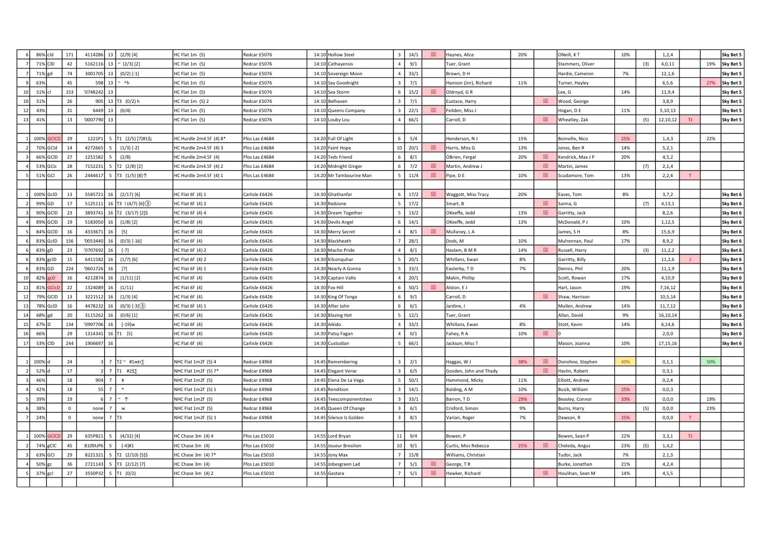| | | | | | | | | | | | | | | | | | | | | | | | |
|---|---|---|---|---|---|---|---|---|---|---|---|---|---|---|---|---|---|---|---|---|---|---|---|
| 6 | 86% | cld | 171 | 4114286 | 13 | (2/9) [4] | HC Flat 1m (5) | Redcar £5076 | 14:10 | Hollow Steel | 3 | 14/1 | ☒ | Haynes, Alice | 20% | | ONeill, K T | 10% | | 1,2,4 | | | Sky Bet 5 |
| 7 | 71% | ClD | 42 | 5162116 | 13 | ~ (2/3) [2] | HC Flat 1m (5) | Redcar £5076 | 14:10 | Cathayensis | 4 | 9/1 | | Tuer, Grant | | | Stammers, Oliver | | (3) | 4,0,11 | | 19% | Sky Bet 5 |
| 7 | 71% | gd | 74 | 3001705 | 13 | (0/2) [-1] | HC Flat 1m (5) | Redcar £5076 | 14:10 | Sovereign Moon | 4 | 33/1 | | Brown, D H | | | Hardie, Cameron | 7% | | 12,1,6 | | | Sky Bet 5 |
| 9 | 63% | | 45 | 598 | 13 | ~ ^h | HC Flat 1m (5) | Redcar £5076 | 14:10 | Say Goodnight | 3 | 7/1 | | Hannon (Jnr), Richard | 11% | | Turner, Hayley | | | 6,5,6 | | 27% | Sky Bet 5 |
| 10 | 51% | cl | 153 | '0748242 | 13 | | HC Flat 1m (5) | Redcar £5076 | 14:10 | Sea Storm | 6 | 15/2 | ☒ | Oldroyd, G R | | | Lee, G | 14% | | 11,9,4 | | | Sky Bet 5 |
| 10 | 51% | | 26 | 905 | 13 | T3 (0/2) h | HC Flat 1m (5) 2 | Redcar £5076 | 14:10 | Belhaven | 3 | 7/1 | | Eustace, Harry | | ☒ | Wood, George | | | 3,8,9 | | | Sky Bet 5 |
| 12 | 43% | | 31 | 6449 | 13 | (0/4) | HC Flat 1m (5) | Redcar £5076 | 14:10 | Queens Company | 3 | 22/1 | ☒ | Feilden, Miss J | | | Hogan, D E | 11% | | 5,10,13 | | | Sky Bet 5 |
| 13 | 41% | | 13 | '0007790 | 13 | | HC Flat 1m (5) | Redcar £5076 | 14:10 | Louby Lou | 4 | 66/1 | | Carroll, D | | ☒ | Wheatley, Zak | | (5) | 12,10,12 | TJ | | Sky Bet 5 |
| | | | | | | | | | | | | | | | | | | | | | | | |
| 1 | 100% | GClCD | 29 | 1221P1 | 5 | T1 (2/5) [7]#1$j | HC Hurdle 2m4.5f (4) 8* | Ffos Las £4684 | 14:20 | Full Of Light | 6 | 5/4 | | Henderson, N J | 15% | | Boinville, Nico | 25% | | 1,4,3 | | 22% | |
| 2 | 70% | GCld | 14 | 4272665 | 5 | (1/3) [-2] | HC Hurdle 2m4.5f (4) 3 | Ffos Las £4684 | 14:20 | Faint Hope | 10 | 20/1 | ☒ | Harris, Miss G | 13% | | Jones, Ben R | 14% | | 5,2,1 | | | |
| 3 | 66% | GClD | 27 | 1251582 | 5 | (2/8) | HC Hurdle 2m4.5f (4) | Ffos Las £4684 | 14:20 | Teds Friend | 8 | 6/1 | | OBrien, Fergal | 20% | ☒ | Kendrick, Max J P | 20% | | 4,5,2 | | | |
| 4 | 53% | GClc | 28 | 7152231 | 5 | T2 (2/8) [2] | HC Hurdle 2m4.5f (4) 2 | Ffos Las £4684 | 14:20 | Midnight Ginger | 6 | 7/2 | ☒ | Martin, Andrew J | | ☒ | Martin, James | | (7) | 2,1,4 | | | |
| 5 | 51% | GCl | 26 | 2444617 | 5 | T3 (1/5) [8]↑ | HC Hurdle 2m4.5f (4) 1 | Ffos Las £4684 | 14:20 | Mr Tambourine Man | 5 | 11/4 | ☒ | Pipe, D E | 10% | ☒ | Scudamore, Tom | 13% | | 2,2,4 | T | | |
| | | | | | | | | | | | | | | | | | | | | | | | |
| 1 | 100% | GclD | 13 | 5585721 | 16 | (2/17) [6] | HC Flat 6f (4) 1 | Carlisle £6426 | 14:30 | Ghathanfar | 6 | 17/2 | ☒ | Waggott, Miss Tracy | 20% | | Eaves, Tom | 8% | | 3,7,2 | | | Sky Bet 6 |
| 2 | 99% | GD | 17 | 5125111 | 16 | T3 ! (4/7) [6]③ | HC Flat 6f (4) 2 | Carlisle £6426 | 14:30 | Redzone | 5 | 17/2 | | Smart, B | | ☒ | Sanna, G | | (7) | 4,13,1 | | | Sky Bet 6 |
| 3 | 90% | GClD | 23 | 3893741 | 16 | T2 (3/17) [2]$ | HC Flat 6f (4) 4 | Carlisle £6426 | 14:30 | Dream Together | 5 | 13/2 | | OKeeffe, Jedd | 13% | ☒ | Garritty, Jack | | | 8,2,6 | | | Sky Bet 6 |
| 4 | 89% | GClD | 19 | 5183050 | 16 | (1/8) [2] | HC Flat 6f (4) | Carlisle £6426 | 14:30 | Devils Angel | 6 | 14/1 | | OKeeffe, Jedd | 13% | | McDonald, P J | 10% | | 1,12,5 | | | Sky Bet 6 |
| 5 | 84% | GClD | 16 | 4333671 | 16 | [5] | HC Flat 6f (4) | Carlisle £6426 | 14:30 | Merry Secret | 4 | 8/1 | ☒ | Mullaney, L A | | | James, S H | 8% | | 15,6,9 | | | Sky Bet 6 |
| 6 | 83% | GclD | 156 | '0053440 | 16 | (0/3) [-16] | HC Flat 6f (4) | Carlisle £6426 | 14:30 | Blackheath | 7 | 28/1 | | Dods, M | 10% | | Mulrennan, Paul | 17% | | 8,9,2 | | | Sky Bet 6 |
| 6 | 83% | gD | 23 | '0707692 | 16 | [-7] | HC Flat 6f (4) 2 | Carlisle £6426 | 14:30 | Macho Pride | 4 | 8/1 | | Haslam, B M R | 14% | ☒ | Russell, Harry | | (3) | 11,2,2 | | | Sky Bet 6 |
| 6 | 83% | gclD | 15 | 6411582 | 16 | (1/7) [6] | HC Flat 6f (4) 2 | Carlisle £6426 | 14:30 | Kilconquhar | 5 | 20/1 | | Whillans, Ewan | 8% | | Garritty, Billy | | | 11,2,6 | J | | Sky Bet 6 |
| 6 | 83% | GD | 224 | '0601726 | 16 | [7] | HC Flat 6f (4) 1 | Carlisle £6426 | 14:30 | Nearly A Gonna | 5 | 33/1 | | Easterby, T D | 7% | | Dennis, Phil | 20% | | 11,1,9 | | | Sky Bet 6 |
| 10 | 82% | gcD | 16 | 4212874 | 16 | (1/11) [2] | HC Flat 6f (4) | Carlisle £6426 | 14:30 | Captain Vallo | 4 | 20/1 | | Makin, Phillip | | | Scott, Rowan | 17% | | 4,10,9 | | | Sky Bet 6 |
| 11 | 81% | GClcD | 22 | 1324089 | 16 | (1/11) | HC Flat 6f (4) | Carlisle £6426 | 14:30 | Fox Hill | 6 | 50/1 | ☒ | Alston, E J | | | Hart, Jason | 19% | | 7,16,12 | | | Sky Bet 6 |
| 12 | 79% | GClD | 13 | 3221512 | 16 | (1/3) [4] | HC Flat 6f (4) | Carlisle £6426 | 14:30 | King Of Tonga | 6 | 9/1 | | Carroll, D | | ☒ | Shaw, Harrison | | | 10,5,14 | | | Sky Bet 6 |
| 13 | 78% | GclD | 16 | 4478232 | 16 | (0/3) [-3]③ | HC Flat 6f (4) 1 | Carlisle £6426 | 14:30 | After John | 6 | 6/1 | | Jardine, I | 4% | | Mullen, Andrew | 14% | | 11,7,12 | | | Sky Bet 6 |
| 14 | 68% | gd | 20 | 3115262 | 16 | (0/6) [1] | HC Flat 6f (4) | Carlisle £6426 | 14:30 | Blazing Hot | 6 | 12/1 | | Tuer, Grant | | | Allan, David | 9% | | 16,10,14 | | | Sky Bet 6 |
| 15 | 67% | D | 134 | '0997706 | 16 | [-19]w | HC Flat 6f (4) | Carlisle £6426 | 14:30 | Aikido | 4 | 33/1 | | Whillans, Ewan | 8% | | Stott, Kevin | 14% | | 6,14,6 | | | Sky Bet 6 |
| 16 | 66% | | 29 | 1314341 | 16 | T1 [5] | HC Flat 6f (4) | Carlisle £6426 | 14:30 | Patsy Fagan | 4 | 0/1 | | Fahey, R A | 10% | ☒ | 0 | | | 2,0,0 | | | Sky Bet 6 |
| 17 | 53% | ClD | 244 | 1906697 | 16 | | HC Flat 6f (4) | Carlisle £6426 | 14:30 | Custodian | 5 | 66/1 | | Jackson, Miss T | | | Mason, Joanna | 10% | | 17,15,16 | | | Sky Bet 6 |
| | | | | | | | | | | | | | | | | | | | | | | | |
| 1 | 100% | d | 24 | 3 | 7 | T2 ~ #1жtr∑ | NHC Flat 1m2f (5) 4 | Redcar £4968 | 14:45 | Remembering | 3 | 2/1 | | Haggas, W J | 38% | ☒ | Donohoe, Stephen | 40% | | 0,1,1 | | 50% | |
| 2 | 52% | d | 17 | 2 | 7 | T1 #2$∑ | NHC Flat 1m2f (5) 7* | Redcar £4968 | 14:45 | Elegant Verse | 3 | 6/5 | | Gosden, John and Thady | | ☒ | Havlin, Robert | | | 0,3,1 | | | |
| 3 | 46% | | 18 | 904 | 7 | ¥ | NHC Flat 1m2f (5) | Redcar £4968 | 14:45 | Elena De La Vega | 5 | 50/1 | | Hammond, Micky | 11% | | Elliott, Andrew | | | 0,2,4 | | | |
| 4 | 42% | | 18 | 55 | 7 | ^ | NHC Flat 1m2f (5) 1 | Redcar £4968 | 14:45 | Rendition | 3 | 14/1 | | Balding, A M | 10% | | Buick, William | 25% | | 0,0,3 | | | |
| 5 | 39% | | 19 | 6 | 7 | ~ ↑ | NHC Flat 1m2f (5) | Redcar £4968 | 14:45 | Teescomponentstwo | 3 | 33/1 | | Barron, T D | 29% | | Beasley, Connor | 33% | | 0,0,0 | | 19% | |
| 6 | 38% | | 0 | none | 7 | ж | NHC Flat 1m2f (5) | Redcar £4968 | 14:45 | Queen Of Change | 3 | 6/1 | | Crisford, Simon | 9% | | Burns, Harry | | (5) | 0,0,0 | | 23% | |
| 7 | 24% | | 0 | none | 7 | T3 | NHC Flat 1m2f (5) 1 | Redcar £4968 | 14:45 | Silence Is Golden | 3 | 8/1 | | Varian, Roger | 7% | | Dawson, R | 25% | | 0,0,0 | T | | |
| | | | | | | | | | | | | | | | | | | | | | | | |
| 1 | 100% | GClCD | 29 | 635P821 | 5 | (4/32) [4] | HC Chase 3m (4) 4 | Ffos Las £5010 | 14:55 | Lord Bryan | 11 | 9/4 | | Bowen, P | | | Bowen, Sean P | 22% | | 3,3,1 | TJ | | |
| 2 | 74% | gClC | 45 | 8109UP6 | 5 | [-4]#1 | HC Chase 3m (4) | Ffos Las £5010 | 14:55 | Joueur Bresilien | 10 | 9/1 | | Curtis, Miss Rebecca | 25% | ☒ | Cheleda, Angus | 23% | (5) | 1,4,2 | | | |
| 3 | 63% | GCl | 29 | 8221321 | 5 | T2 (2/10) [5]$ | HC Chase 3m (4) 7* | Ffos Las £5010 | 14:55 | Jony Max | 7 | 15/8 | | Williams, Christian | | | Tudor, Jack | 7% | | 2,1,3 | | | |
| 4 | 50% | gc | 36 | 2721143 | 5 | T3 (2/12) [7] | HC Chase 3m (4) | Ffos Las £5010 | 14:55 | Jobesgreen Lad | 7 | 5/1 | ☒ | George, T R | | | Burke, Jonathan | 21% | | 4,2,4 | | | |
| 5 | 37% | gcl | 27 | 3550P32 | 5 | T1 (0/2) | HC Chase 3m (4) 2 | Ffos Las £5010 | 14:55 | Gastara | 7 | 5/1 | ☒ | Hawker, Richard | | ☒ | Houlihan, Sean M | 14% | | 4,5,5 | | | |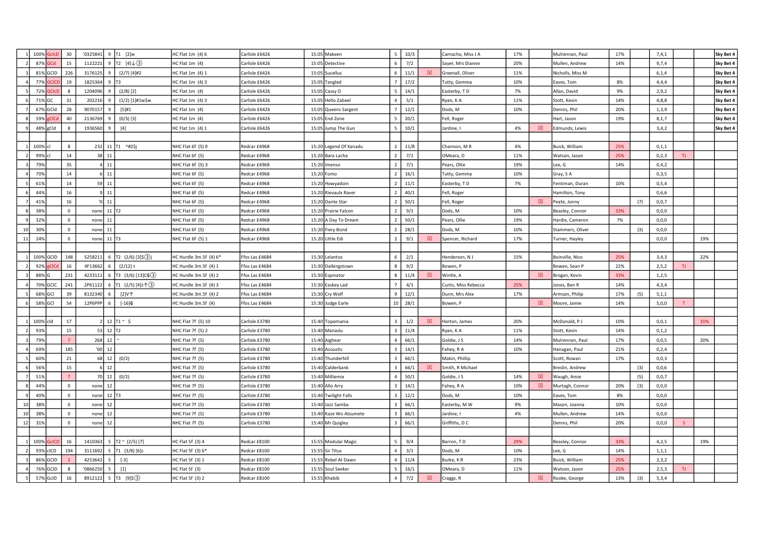| | | | | | | | | | | | | | | | | | | | | | | | | |
|---|---|---|---|---|---|---|---|---|---|---|---|---|---|---|---|---|---|---|---|---|---|---|---|---|
| 1 | 100% | GclcD | 30 | '0325841 | 9 | T1 [2]ж | HC Flat 1m (4) 6 | Carlisle £6426 | 15:05 | Makeen | 5 | 10/3 | | Camacho, Miss J A | 17% | | Mulrennan, Paul | 17% | | 7,4,1 | | | Sky Bet 4 |
| 2 | 87% | GCd | 15 | 1122221 | 9 | T2 [4]↓③ | HC Flat 1m (4) | Carlisle £6426 | 15:05 | Detective | 6 | 7/2 | | Sayer, Mrs Dianne | 20% | | Mullen, Andrew | 14% | | 9,7,4 | | | Sky Bet 4 |
| 3 | 81% | GClD | 226 | 3176125 | 9 | (2/7) [4]#2 | HC Flat 1m (4) 1 | Carlisle £6426 | 15:05 | Sucellus | 6 | 11/1 | ☒ | Greenall, Oliver | 11% | | Nicholls, Miss M | | | 6,1,4 | | | Sky Bet 4 |
| 4 | 77% | GClCD | 19 | 1825364 | 9 | T3 | HC Flat 1m (4) 3 | Carlisle £6426 | 15:05 | Tangled | 7 | 17/2 | | Tutty, Gemma | 10% | | Eaves, Tom | 8% | | 4,4,4 | | | Sky Bet 4 |
| 5 | 72% | GClcD | 8 | 1204096 | 9 | (2/8) [2] | HC Flat 1m (4) | Carlisle £6426 | 15:05 | Cassy O | 5 | 14/1 | | Easterby, T D | 7% | | Allan, David | 9% | | 2,9,2 | | | Sky Bet 4 |
| 6 | 71% | GC | 31 | 202216 | 9 | (1/2) [1]#1w$ж | HC Flat 1m (4) 3 | Carlisle £6426 | 15:05 | Hello Zabeel | 4 | 5/1 | | Ryan, K A | 11% | | Stott, Kevin | 14% | | 4,8,8 | | | Sky Bet 4 |
| 7 | 67% | GCld | 28 | 9070157 | 9 | [5]#1 | HC Flat 1m (4) | Carlisle £6426 | 15:05 | Queens Sargent | 7 | 12/1 | | Dods, M | 10% | | Dennis, Phil | 20% | | 1,3,9 | | | Sky Bet 4 |
| 8 | 59% | gClCd | 40 | 2136769 | 9 | (0/3) [3] | HC Flat 1m (4) | Carlisle £6426 | 15:05 | End Zone | 5 | 20/1 | | Fell, Roger | | | Hart, Jason | 19% | | 8,1,7 | | | Sky Bet 4 |
| 9 | 48% | gCld | 8 | 1936560 | 9 | [4] | HC Flat 1m (4) 1 | Carlisle £6426 | 15:05 | Jump The Gun | 5 | 10/1 | | Jardine, I | 4% | ☒ | Edmunds, Lewis | | | 3,4,2 | | | Sky Bet 4 |
| | | | | | | | | | | | | | | | | | | | | | | | |
| 1 | 100% | cl | 8 | 232 | 11 | T1 ^#2$j | NHC Flat 6f (5) 9 | Redcar £4968 | 15:20 | Legend Of Xanadu | 2 | 11/8 | | Channon, M R | 4% | | Buick, William | 25% | | 0,1,1 | | | |
| 2 | 99% | cl | 14 | 38 | 11 | | NHC Flat 6f (5) | Redcar £4968 | 15:20 | Bara Lacha | 2 | 7/1 | | OMeara, D | 11% | | Watson, Jason | 25% | | 0,2,3 | TJ | | |
| 3 | 79% | | 35 | 4 | 11 | | NHC Flat 6f (5) 3 | Redcar £4968 | 15:20 | Imenso | 2 | 7/1 | | Pears, Ollie | 19% | | Lee, G | 14% | | 0,4,2 | | | |
| 4 | 70% | | 14 | 6 | 11 | | NHC Flat 6f (5) | Redcar £4968 | 15:20 | Fomo | 2 | 16/1 | | Tutty, Gemma | 10% | | Gray, S A | | | 0,3,5 | | | |
| 5 | 61% | | 14 | 59 | 11 | | NHC Flat 6f (5) | Redcar £4968 | 15:20 | Howyadoin | 2 | 11/1 | | Easterby, T D | 7% | | Fentiman, Duran | 10% | | 0,5,4 | | | |
| 6 | 44% | | 16 | 9 | 11 | | NHC Flat 6f (5) | Redcar £4968 | 15:20 | Rievaulx Raver | 2 | 40/1 | | Fell, Roger | | | Hamilton, Tony | | | 0,6,6 | | | |
| 7 | 41% | | 16 | '0 | 11 | | NHC Flat 6f (5) | Redcar £4968 | 15:20 | Dante Star | 2 | 50/1 | | Fell, Roger | | ☒ | Peate, Jonny | | (7) | 0,0,7 | | | |
| 8 | 38% | | 0 | none | 11 | T2 | NHC Flat 6f (5) | Redcar £4968 | 15:20 | Prairie Falcon | 2 | 9/1 | | Dods, M | 10% | | Beasley, Connor | 33% | | 0,0,0 | | | |
| 9 | 32% | | 0 | none | 11 | | NHC Flat 6f (5) | Redcar £4968 | 15:20 | A Day To Dream | 2 | 50/1 | | Pears, Ollie | 19% | | Hardie, Cameron | 7% | | 0,0,0 | | | |
| 10 | 30% | | 0 | none | 11 | | NHC Flat 6f (5) | Redcar £4968 | 15:20 | Fiery Bond | 2 | 28/1 | | Dods, M | 10% | | Stammers, Oliver | | (3) | 0,0,0 | | | |
| 11 | 24% | | 0 | none | 11 | T3 | NHC Flat 6f (5) 1 | Redcar £4968 | 15:20 | Little Edi | 2 | 9/1 | ☒ | Spencer, Richard | 17% | | Turner, Hayley | | | 0,0,0 | | 19% | |
| | | | | | | | | | | | | | | | | | | | | | | | |
| 1 | 100% | GClD | 148 | 5258211 | 6 | T2 (2/6) [3]$③j | HC Hurdle 3m.5f (4) 6* | Ffos Las £4684 | 15:30 | Lelantos | 6 | 2/1 | | Henderson, N J | 15% | | Boinville, Nico | 25% | | 3,4,3 | | 22% | |
| 2 | 92% | gClCd | 16 | 4F13662 | 6 | (2/12) t | HC Hurdle 3m.5f (4) 1 | Ffos Las £4684 | 15:30 | Dalkingstown | 8 | 9/2 | | Bowen, P | | | Bowen, Sean P | 22% | | 2,5,2 | TJ | | |
| 3 | 88% | G | 231 | 4233111 | 6 | T3 (3/6) [13]C₲③ | HC Hurdle 3m.5f (4) 2 | Ffos Las £4684 | 15:30 | Espinator | 8 | 11/4 | ☒ | Wintle, A | | ☒ | Brogan, Kevin | 33% | | 1,2,5 | | | |
| 4 | 70% | GClC | 241 | 2P61122 | 6 | T1 (2/5) [4]z↑③ | HC Hurdle 3m.5f (4) 3 | Ffos Las £4684 | 15:30 | Easkey Lad | 7 | 4/1 | | Curtis, Miss Rebecca | 25% | | Jones, Ben R | 14% | | 4,3,4 | | | |
| 5 | 68% | GCl | 39 | 8132340 | 6 | [2]V↑ | HC Hurdle 3m.5f (4) 2 | Ffos Las £4684 | 15:30 | Cry Wolf | 9 | 12/1 | | Dunn, Mrs Alex | 17% | | Armson, Philip | 17% | (5) | 5,1,1 | | | |
| 6 | 58% | GCl | 54 | 12P6PPP | 6 | [-16]₲ | HC Hurdle 3m.5f (4) | Ffos Las £4684 | 15:30 | Judge Earle | 10 | 28/1 | | Bowen, P | | ☒ | Moore, Jamie | 14% | | 5,0,0 | T | | |
| | | | | | | | | | | | | | | | | | | | | | | | |
| 1 | 100% | cld | 17 | 2 | 12 | T1 ~ $ | NHC Flat 7f (5) 10 | Carlisle £3780 | 15:40 | Topomania | 3 | 1/2 | ☒ | Horton, James | 20% | | McDonald, P J | 10% | | 0,0,1 | | 31% | |
| 2 | 93% | | 15 | 53 | 12 | T2 | NHC Flat 7f (5) 2 | Carlisle £3780 | 15:40 | Manaslu | 3 | 11/4 | | Ryan, K A | 11% | | Stott, Kevin | 14% | | 0,1,2 | | | |
| 3 | 79% | | 7 | 268 | 12 | ~ | NHC Flat 7f (5) | Carlisle £3780 | 15:40 | Aighear | 4 | 66/1 | | Goldie, J S | 14% | | Mulrennan, Paul | 17% | | 0,0,5 | | 20% | |
| 4 | 69% | | 185 | '00 | 12 | | NHC Flat 7f (5) | Carlisle £3780 | 15:40 | Acoustic | 3 | 14/1 | | Fahey, R A | 10% | | Hanagan, Paul | 21% | | 0,2,4 | | | |
| 5 | 60% | | 21 | 68 | 12 | (0/2) | NHC Flat 7f (5) | Carlisle £3780 | 15:40 | Thunderhill | 3 | 66/1 | | Makin, Phillip | | | Scott, Rowan | 17% | | 0,0,3 | | | |
| 6 | 56% | | 15 | 6 | 12 | | NHC Flat 7f (5) | Carlisle £3780 | 15:40 | Calderbank | 3 | 66/1 | ☒ | Smith, R Michael | | | Breslin, Andrew | | (3) | 0,0,6 | | | |
| 7 | 51% | | 7 | 70 | 12 | (0/2) | NHC Flat 7f (5) | Carlisle £3780 | 15:40 | Milliemix | 4 | 50/1 | | Goldie, J S | 14% | ☒ | Waugh, Amie | | (5) | 0,0,7 | | | |
| 8 | 44% | | 0 | none | 12 | | NHC Flat 7f (5) | Carlisle £3780 | 15:40 | Allo Arry | 3 | 14/1 | | Fahey, R A | 10% | ☒ | Murtagh, Connor | 20% | (3) | 0,0,0 | | | |
| 9 | 40% | | 0 | none | 12 | T3 | NHC Flat 7f (5) | Carlisle £3780 | 15:40 | Twilight Falls | 3 | 12/1 | | Dods, M | 10% | | Eaves, Tom | 8% | | 0,0,0 | | | |
| 10 | 38% | | 0 | none | 12 | | NHC Flat 7f (5) | Carlisle £3780 | 15:40 | Jazz Samba | 3 | 66/1 | | Easterby, M W | 9% | | Mason, Joanna | 10% | | 0,0,0 | | | |
| 10 | 38% | | 0 | none | 12 | | NHC Flat 7f (5) | Carlisle £3780 | 15:40 | Kaze Wo Atsumete | 3 | 66/1 | | Jardine, I | 4% | | Mullen, Andrew | 14% | | 0,0,0 | | | |
| 12 | 31% | | 0 | none | 12 | | NHC Flat 7f (5) | Carlisle £3780 | 15:40 | Mr Quigley | 3 | 66/1 | | Griffiths, D C | | | Dennis, Phil | 20% | | 0,0,0 | S | | |
| | | | | | | | | | | | | | | | | | | | | | | | |
| 1 | 100% | GClCD | 16 | 1410363 | 5 | T2 ~ (2/5) [7] | HC Flat 5f (3) 4 | Redcar £8100 | 15:55 | Modular Magic | 5 | 9/4 | | Barron, T D | 29% | | Beasley, Connor | 33% | | 4,2,5 | | 19% | |
| 2 | 93% | clCD | 194 | 3111692 | 5 | T1 (3/8) [6]z | HC Flat 5f (3) 6* | Redcar £8100 | 15:55 | Sir Titus | 4 | 3/1 | | Dods, M | 10% | | Lee, G | 14% | | 1,1,1 | | | |
| 3 | 86% | GClD | 2 | 4253642 | 5 | [-3] | HC Flat 5f (3) 1 | Redcar £8100 | 15:55 | Rebel At Dawn | 4 | 11/4 | | Burke, K R | 23% | | Buick, William | 25% | | 2,3,2 | | | |
| 4 | 76% | GClD | 8 | '0866250 | 5 | [1] | HC Flat 5f (3) | Redcar £8100 | 15:55 | Soul Seeker | 5 | 16/1 | | OMeara, D | 11% | | Watson, Jason | 25% | | 2,5,3 | TJ | | |
| 5 | 57% | GclD | 16 | 8912122 | 5 | T3 [9]$③ | HC Flat 5f (3) 2 | Redcar £8100 | 15:55 | Khabib | 4 | 7/2 | ☒ | Craggs, R | | ☒ | Rooke, George | 13% | (3) | 5,3,4 | | | |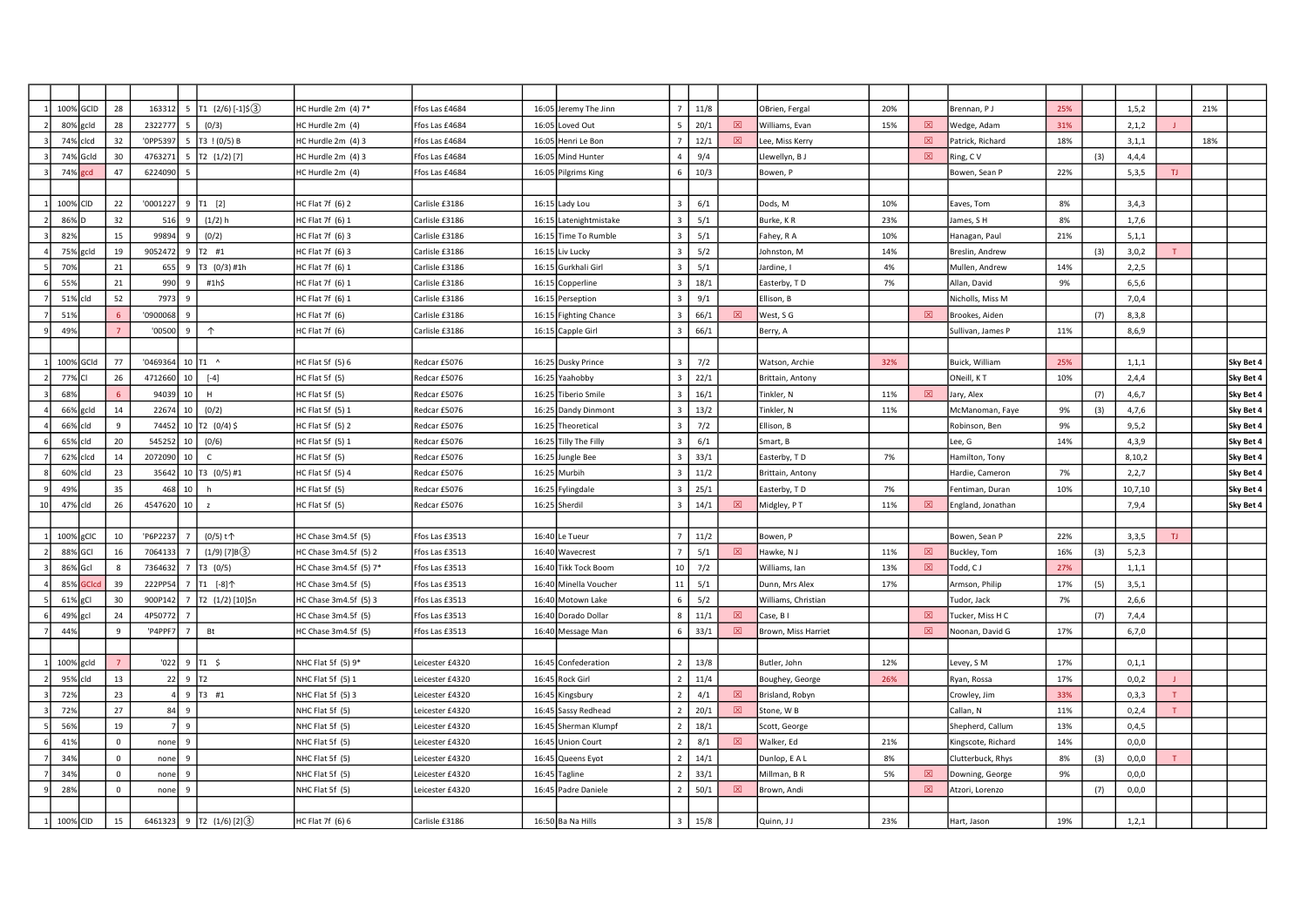| | | | | | | | | | | | | | | | | | | | | | | | | |
|---|---|---|---|---|---|---|---|---|---|---|---|---|---|---|---|---|---|---|---|---|---|---|---|---|
| 1 | 100% | GClD | 28 | 163312 | 5 | T1 (2/6) [-1]$③ | HC Hurdle 2m (4) 7* | Ffos Las £4684 | | 16:05 | Jeremy The Jinn | 7 | 11/8 | | OBrien, Fergal | 20% | | Brennan, P J | 25% | | 1,5,2 | | 21% | |
| 2 | 80% | gcld | 28 | 2322777 | 5 | (0/3) | HC Hurdle 2m (4) | Ffos Las £4684 | | 16:05 | Loved Out | 5 | 20/1 | ☒ | Williams, Evan | 15% | ☒ | Wedge, Adam | 31% | | 2,1,2 | J | | |
| 3 | 74% | clcd | 32 | 'OPP5397 | 5 | T3 ! (0/5) B | HC Hurdle 2m (4) 3 | Ffos Las £4684 | | 16:05 | Henri Le Bon | 7 | 12/1 | ☒ | Lee, Miss Kerry | | ☒ | Patrick, Richard | 18% | | 3,1,1 | | 18% | |
| 3 | 74% | Gcld | 30 | 4763271 | 5 | T2 (1/2) [7] | HC Hurdle 2m (4) 3 | Ffos Las £4684 | | 16:05 | Mind Hunter | 4 | 9/4 | | Llewellyn, B J | | ☒ | Ring, C V | | (3) | 4,4,4 | | | |
| 3 | 74% | gcd | 47 | 6224090 | 5 | | HC Hurdle 2m (4) | Ffos Las £4684 | | 16:05 | Pilgrims King | 6 | 10/3 | | Bowen, P | | | Bowen, Sean P | 22% | | 5,3,5 | TJ | | |
| | | | | | | | | | | | | | | | | | | | | | | | | |
| 1 | 100% | ClD | 22 | '0001227 | 9 | T1 [2] | HC Flat 7f (6) 2 | Carlisle £3186 | | 16:15 | Lady Lou | 3 | 6/1 | | Dods, M | 10% | | Eaves, Tom | 8% | | 3,4,3 | | | |
| 2 | 86% | D | 32 | 516 | 9 | (1/2) h | HC Flat 7f (6) 1 | Carlisle £3186 | | 16:15 | Latenightmistake | 3 | 5/1 | | Burke, K R | 23% | | James, S H | 8% | | 1,7,6 | | | |
| 3 | 82% | | 15 | 99894 | 9 | (0/2) | HC Flat 7f (6) 3 | Carlisle £3186 | | 16:15 | Time To Rumble | 3 | 5/1 | | Fahey, R A | 10% | | Hanagan, Paul | 21% | | 5,1,1 | | | |
| 4 | 75% | gcld | 19 | 9052472 | 9 | T2 #1 | HC Flat 7f (6) 3 | Carlisle £3186 | | 16:15 | Liv Lucky | 3 | 5/2 | | Johnston, M | 14% | | Breslin, Andrew | | (3) | 3,0,2 | T | | |
| 5 | 70% | | 21 | 655 | 9 | T3 (0/3) #1h | HC Flat 7f (6) 1 | Carlisle £3186 | | 16:15 | Gurkhali Girl | 3 | 5/1 | | Jardine, I | 4% | | Mullen, Andrew | 14% | | 2,2,5 | | | |
| 6 | 55% | | 21 | 990 | 9 | #1h$ | HC Flat 7f (6) 1 | Carlisle £3186 | | 16:15 | Copperline | 3 | 18/1 | | Easterby, T D | 7% | | Allan, David | 9% | | 6,5,6 | | | |
| 7 | 51% | cld | 52 | 7973 | 9 | | HC Flat 7f (6) 1 | Carlisle £3186 | | 16:15 | Perseption | 3 | 9/1 | | Ellison, B | | | Nicholls, Miss M | | | 7,0,4 | | | |
| 7 | 51% | | 6 | '0900068 | 9 | | HC Flat 7f (6) | Carlisle £3186 | | 16:15 | Fighting Chance | 3 | 66/1 | ☒ | West, S G | | ☒ | Brookes, Aiden | | (7) | 8,3,8 | | | |
| 9 | 49% | | 7 | '00500 | 9 | ↑ | HC Flat 7f (6) | Carlisle £3186 | | 16:15 | Capple Girl | 3 | 66/1 | | Berry, A | | | Sullivan, James P | 11% | | 8,6,9 | | | |
| | | | | | | | | | | | | | | | | | | | | | | | | |
| 1 | 100% | GCld | 77 | '0469364 | 10 | T1 ^ | HC Flat 5f (5) 6 | Redcar £5076 | | 16:25 | Dusky Prince | 3 | 7/2 | | Watson, Archie | 32% | | Buick, William | 25% | | 1,1,1 | | | Sky Bet 4 |
| 2 | 77% | Cl | 26 | 4712660 | 10 | [-4] | HC Flat 5f (5) | Redcar £5076 | | 16:25 | Yaahobby | 3 | 22/1 | | Brittain, Antony | | | ONeill, K T | 10% | | 2,4,4 | | | Sky Bet 4 |
| 3 | 68% | | 6 | 94039 | 10 | H | HC Flat 5f (5) | Redcar £5076 | | 16:25 | Tiberio Smile | 3 | 16/1 | | Tinkler, N | 11% | ☒ | Jary, Alex | | (7) | 4,6,7 | | | Sky Bet 4 |
| 4 | 66% | gcld | 14 | 22674 | 10 | (0/2) | HC Flat 5f (5) 1 | Redcar £5076 | | 16:25 | Dandy Dinmont | 3 | 13/2 | | Tinkler, N | 11% | | McManoman, Faye | 9% | (3) | 4,7,6 | | | Sky Bet 4 |
| 4 | 66% | cld | 9 | 74452 | 10 | T2 (0/4) $ | HC Flat 5f (5) 2 | Redcar £5076 | | 16:25 | Theoretical | 3 | 7/2 | | Ellison, B | | | Robinson, Ben | 9% | | 9,5,2 | | | Sky Bet 4 |
| 6 | 65% | cld | 20 | 545252 | 10 | (0/6) | HC Flat 5f (5) 1 | Redcar £5076 | | 16:25 | Tilly The Filly | 3 | 6/1 | | Smart, B | | | Lee, G | 14% | | 4,3,9 | | | Sky Bet 4 |
| 7 | 62% | clcd | 14 | 2072090 | 10 | C | HC Flat 5f (5) | Redcar £5076 | | 16:25 | Jungle Bee | 3 | 33/1 | | Easterby, T D | 7% | | Hamilton, Tony | | | 8,10,2 | | | Sky Bet 4 |
| 8 | 60% | cld | 23 | 35642 | 10 | T3 (0/5) #1 | HC Flat 5f (5) 4 | Redcar £5076 | | 16:25 | Murbih | 3 | 11/2 | | Brittain, Antony | | | Hardie, Cameron | 7% | | 2,2,7 | | | Sky Bet 4 |
| 9 | 49% | | 35 | 468 | 10 | h | HC Flat 5f (5) | Redcar £5076 | | 16:25 | Fylingdale | 3 | 25/1 | | Easterby, T D | 7% | | Fentiman, Duran | 10% | | 10,7,10 | | | Sky Bet 4 |
| 10 | 47% | cld | 26 | 4547620 | 10 | z | HC Flat 5f (5) | Redcar £5076 | | 16:25 | Sherdil | 3 | 14/1 | ☒ | Midgley, P T | 11% | ☒ | England, Jonathan | | | 7,9,4 | | | Sky Bet 4 |
| | | | | | | | | | | | | | | | | | | | | | | | | |
| 1 | 100% | gClC | 10 | 'P6P2237 | 7 | (0/5) t↑ | HC Chase 3m4.5f (5) | Ffos Las £3513 | | 16:40 | Le Tueur | 7 | 11/2 | | Bowen, P | | | Bowen, Sean P | 22% | | 3,3,5 | TJ | | |
| 2 | 88% | GCl | 16 | 7064133 | 7 | (1/9) [7]B③ | HC Chase 3m4.5f (5) 2 | Ffos Las £3513 | | 16:40 | Wavecrest | 7 | 5/1 | ☒ | Hawke, N J | 11% | ☒ | Buckley, Tom | 16% | (3) | 5,2,3 | | | |
| 3 | 86% | Gcl | 8 | 7364632 | 7 | T3 (0/5) | HC Chase 3m4.5f (5) 7* | Ffos Las £3513 | | 16:40 | Tikk Tock Boom | 10 | 7/2 | | Williams, Ian | 13% | ☒ | Todd, C J | 27% | | 1,1,1 | | | |
| 4 | 85% | GClcd | 39 | 222PP54 | 7 | T1 [-8]↑ | HC Chase 3m4.5f (5) | Ffos Las £3513 | | 16:40 | Minella Voucher | 11 | 5/1 | | Dunn, Mrs Alex | 17% | | Armson, Philip | 17% | (5) | 3,5,1 | | | |
| 5 | 61% | gCl | 30 | 900P142 | 7 | T2 (1/2) [10]$n | HC Chase 3m4.5f (5) 3 | Ffos Las £3513 | | 16:40 | Motown Lake | 6 | 5/2 | | Williams, Christian | | | Tudor, Jack | 7% | | 2,6,6 | | | |
| 6 | 49% | gcl | 24 | 4P50772 | 7 | | HC Chase 3m4.5f (5) | Ffos Las £3513 | | 16:40 | Dorado Dollar | 8 | 11/1 | ☒ | Case, B I | | ☒ | Tucker, Miss H C | | (7) | 7,4,4 | | | |
| 7 | 44% | | 9 | 'P4PPF7 | 7 | Bt | HC Chase 3m4.5f (5) | Ffos Las £3513 | | 16:40 | Message Man | 6 | 33/1 | ☒ | Brown, Miss Harriet | | ☒ | Noonan, David G | 17% | | 6,7,0 | | | |
| | | | | | | | | | | | | | | | | | | | | | | | | |
| 1 | 100% | gcld | 7 | '022 | 9 | T1 $ | NHC Flat 5f (5) 9* | Leicester £4320 | | 16:45 | Confederation | 2 | 13/8 | | Butler, John | 12% | | Levey, S M | 17% | | 0,1,1 | | | |
| 2 | 95% | cld | 13 | 22 | 9 | T2 | NHC Flat 5f (5) 1 | Leicester £4320 | | 16:45 | Rock Girl | 2 | 11/4 | | Boughey, George | 26% | | Ryan, Rossa | 17% | | 0,0,2 | J | | |
| 3 | 72% | | 23 | 4 | 9 | T3 #1 | NHC Flat 5f (5) 3 | Leicester £4320 | | 16:45 | Kingsbury | 2 | 4/1 | ☒ | Brisland, Robyn | | | Crowley, Jim | 33% | | 0,3,3 | T | | |
| 3 | 72% | | 27 | 84 | 9 | | NHC Flat 5f (5) | Leicester £4320 | | 16:45 | Sassy Redhead | 2 | 20/1 | ☒ | Stone, W B | | | Callan, N | 11% | | 0,2,4 | T | | |
| 5 | 56% | | 19 | 7 | 9 | | NHC Flat 5f (5) | Leicester £4320 | | 16:45 | Sherman Klumpf | 2 | 18/1 | | Scott, George | | | Shepherd, Callum | 13% | | 0,4,5 | | | |
| 6 | 41% | | 0 | none | 9 | | NHC Flat 5f (5) | Leicester £4320 | | 16:45 | Union Court | 2 | 8/1 | ☒ | Walker, Ed | 21% | | Kingscote, Richard | 14% | | 0,0,0 | | | |
| 7 | 34% | | 0 | none | 9 | | NHC Flat 5f (5) | Leicester £4320 | | 16:45 | Queens Eyot | 2 | 14/1 | | Dunlop, E A L | 8% | | Clutterbuck, Rhys | 8% | (3) | 0,0,0 | T | | |
| 7 | 34% | | 0 | none | 9 | | NHC Flat 5f (5) | Leicester £4320 | | 16:45 | Tagline | 2 | 33/1 | | Millman, B R | 5% | ☒ | Downing, George | 9% | | 0,0,0 | | | |
| 9 | 28% | | 0 | none | 9 | | NHC Flat 5f (5) | Leicester £4320 | | 16:45 | Padre Daniele | 2 | 50/1 | ☒ | Brown, Andi | | ☒ | Atzori, Lorenzo | | (7) | 0,0,0 | | | |
| | | | | | | | | | | | | | | | | | | | | | | | | |
| 1 | 100% | ClD | 15 | 6461323 | 9 | T2 (1/6) [2]③ | HC Flat 7f (6) 6 | Carlisle £3186 | | 16:50 | Ba Na Hills | 3 | 15/8 | | Quinn, J J | 23% | | Hart, Jason | 19% | | 1,2,1 | | | |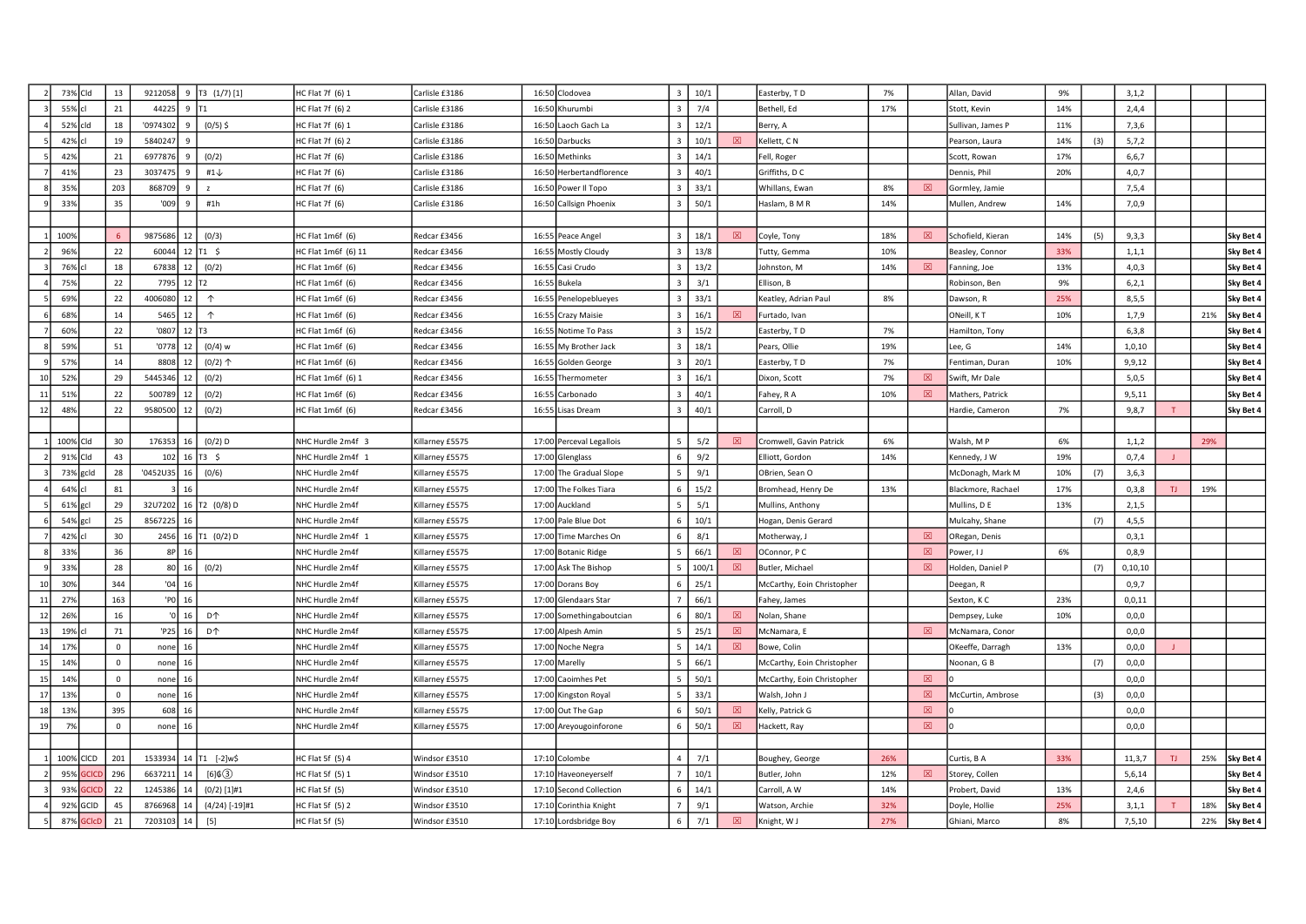| | | | | | | | | | | | | | | | | | | | | | | |
|---|---|---|---|---|---|---|---|---|---|---|---|---|---|---|---|---|---|---|---|---|---|---|
| 2 | 73% | Cld | 13 | 9212058 | 9 | T3 (1/7) [1] | HC Flat 7f (6) 1 | Carlisle £3186 | 16:50 | Clodovea | 3 | 10/1 | | Easterby, T D | 7% | | Allan, David | 9% | | 3,1,2 | | | |
| 3 | 55% | cl | 21 | 44225 | 9 | T1 | HC Flat 7f (6) 2 | Carlisle £3186 | 16:50 | Khurumbi | 3 | 7/4 | | Bethell, Ed | 17% | | Stott, Kevin | 14% | | 2,4,4 | | | |
| 4 | 52% | cld | 18 | '0974302 | 9 | (0/5) $ | HC Flat 7f (6) 1 | Carlisle £3186 | 16:50 | Laoch Gach La | 3 | 12/1 | | Berry, A | | | Sullivan, James P | 11% | | 7,3,6 | | | |
| 5 | 42% | cl | 19 | 5840247 | 9 | | HC Flat 7f (6) 2 | Carlisle £3186 | 16:50 | Darbucks | 3 | 10/1 | ☒ | Kellett, C N | | | Pearson, Laura | 14% | (3) | 5,7,2 | | | |
| 5 | 42% | | 21 | 6977876 | 9 | (0/2) | HC Flat 7f (6) | Carlisle £3186 | 16:50 | Methinks | 3 | 14/1 | | Fell, Roger | | | Scott, Rowan | 17% | | 6,6,7 | | | |
| 7 | 41% | | 23 | 3037475 | 9 | #1↓ | HC Flat 7f (6) | Carlisle £3186 | 16:50 | Herbertandflorence | 3 | 40/1 | | Griffiths, D C | | | Dennis, Phil | 20% | | 4,0,7 | | | |
| 8 | 35% | | 203 | 868709 | 9 | z | HC Flat 7f (6) | Carlisle £3186 | 16:50 | Power II Topo | 3 | 33/1 | | Whillans, Ewan | 8% | ☒ | Gormley, Jamie | | | 7,5,4 | | | |
| 9 | 33% | | 35 | '009 | 9 | #1h | HC Flat 7f (6) | Carlisle £3186 | 16:50 | Callsign Phoenix | 3 | 50/1 | | Haslam, B M R | 14% | | Mullen, Andrew | 14% | | 7,0,9 | | | |
| | | | | | | | | | | | | | | | | | | | | | | | |
| 1 | 100% | | 6 | 9875686 | 12 | (0/3) | HC Flat 1m6f (6) | Redcar £3456 | 16:55 | Peace Angel | 3 | 18/1 | ☒ | Coyle, Tony | 18% | ☒ | Schofield, Kieran | 14% | (5) | 9,3,3 | | | Sky Bet 4 |
| 2 | 96% | | 22 | 60044 | 12 | T1 $ | HC Flat 1m6f (6) 11 | Redcar £3456 | 16:55 | Mostly Cloudy | 3 | 13/8 | | Tutty, Gemma | 10% | | Beasley, Connor | 33% | | 1,1,1 | | | Sky Bet 4 |
| 3 | 76% | cl | 18 | 67838 | 12 | (0/2) | HC Flat 1m6f (6) | Redcar £3456 | 16:55 | Casi Crudo | 3 | 13/2 | | Johnston, M | 14% | ☒ | Fanning, Joe | 13% | | 4,0,3 | | | Sky Bet 4 |
| 4 | 75% | | 22 | 7795 | 12 | T2 | HC Flat 1m6f (6) | Redcar £3456 | 16:55 | Bukela | 3 | 3/1 | | Ellison, B | | | Robinson, Ben | 9% | | 6,2,1 | | | Sky Bet 4 |
| 5 | 69% | | 22 | 4006080 | 12 | ↑ | HC Flat 1m6f (6) | Redcar £3456 | 16:55 | Penelopeblueyes | 3 | 33/1 | | Keatley, Adrian Paul | 8% | | Dawson, R | 25% | | 8,5,5 | | | Sky Bet 4 |
| 6 | 68% | | 14 | 5465 | 12 | ↑ | HC Flat 1m6f (6) | Redcar £3456 | 16:55 | Crazy Maisie | 3 | 16/1 | ☒ | Furtado, Ivan | | | ONeill, K T | 10% | | 1,7,9 | | 21% | Sky Bet 4 |
| 7 | 60% | | 22 | '0807 | 12 | T3 | HC Flat 1m6f (6) | Redcar £3456 | 16:55 | Notime To Pass | 3 | 15/2 | | Easterby, T D | 7% | | Hamilton, Tony | | | 6,3,8 | | | Sky Bet 4 |
| 8 | 59% | | 51 | '0778 | 12 | (0/4) w | HC Flat 1m6f (6) | Redcar £3456 | 16:55 | My Brother Jack | 3 | 18/1 | | Pears, Ollie | 19% | | Lee, G | 14% | | 1,0,10 | | | Sky Bet 4 |
| 9 | 57% | | 14 | 8808 | 12 | (0/2) ↑ | HC Flat 1m6f (6) | Redcar £3456 | 16:55 | Golden George | 3 | 20/1 | | Easterby, T D | 7% | | Fentiman, Duran | 10% | | 9,9,12 | | | Sky Bet 4 |
| 10 | 52% | | 29 | 5445346 | 12 | (0/2) | HC Flat 1m6f (6) 1 | Redcar £3456 | 16:55 | Thermometer | 3 | 16/1 | | Dixon, Scott | 7% | ☒ | Swift, Mr Dale | | | 5,0,5 | | | Sky Bet 4 |
| 11 | 51% | | 22 | 500789 | 12 | (0/2) | HC Flat 1m6f (6) | Redcar £3456 | 16:55 | Carbonado | 3 | 40/1 | | Fahey, R A | 10% | ☒ | Mathers, Patrick | | | 9,5,11 | | | Sky Bet 4 |
| 12 | 48% | | 22 | 9580500 | 12 | (0/2) | HC Flat 1m6f (6) | Redcar £3456 | 16:55 | Lisas Dream | 3 | 40/1 | | Carroll, D | | | Hardie, Cameron | 7% | | 9,8,7 | T | | Sky Bet 4 |
| | | | | | | | | | | | | | | | | | | | | | | | |
| 1 | 100% | Cld | 30 | 176353 | 16 | (0/2) D | NHC Hurdle 2m4f 3 | Killarney £5575 | 17:00 | Perceval Legallois | 5 | 5/2 | ☒ | Cromwell, Gavin Patrick | 6% | | Walsh, M P | 6% | | 1,1,2 | | 29% | |
| 2 | 91% | Cld | 43 | 102 | 16 | T3 $ | NHC Hurdle 2m4f 1 | Killarney £5575 | 17:00 | Glenglass | 6 | 9/2 | | Elliott, Gordon | 14% | | Kennedy, J W | 19% | | 0,7,4 | J | | |
| 3 | 73% | gcld | 28 | '0452U35 | 16 | (0/6) | NHC Hurdle 2m4f | Killarney £5575 | 17:00 | The Gradual Slope | 5 | 9/1 | | OBrien, Sean O | | | McDonagh, Mark M | 10% | (7) | 3,6,3 | | | |
| 4 | 64% | cl | 81 | 3 | 16 | | NHC Hurdle 2m4f | Killarney £5575 | 17:00 | The Folkes Tiara | 6 | 15/2 | | Bromhead, Henry De | 13% | | Blackmore, Rachael | 17% | | 0,3,8 | TJ | 19% | |
| 5 | 61% | gcl | 29 | 32U7202 | 16 | T2 (0/8) D | NHC Hurdle 2m4f | Killarney £5575 | 17:00 | Auckland | 5 | 5/1 | | Mullins, Anthony | | | Mullins, D E | 13% | | 2,1,5 | | | |
| 6 | 54% | gcl | 25 | 8567225 | 16 | | NHC Hurdle 2m4f | Killarney £5575 | 17:00 | Pale Blue Dot | 6 | 10/1 | | Hogan, Denis Gerard | | | Mulcahy, Shane | | (7) | 4,5,5 | | | |
| 7 | 42% | cl | 30 | 2456 | 16 | T1 (0/2) D | NHC Hurdle 2m4f 1 | Killarney £5575 | 17:00 | Time Marches On | 6 | 8/1 | | Motherway, J | | ☒ | ORegan, Denis | | | 0,3,1 | | | |
| 8 | 33% | | 36 | 8P | 16 | | NHC Hurdle 2m4f | Killarney £5575 | 17:00 | Botanic Ridge | 5 | 66/1 | ☒ | OConnor, P C | | ☒ | Power, I J | 6% | | 0,8,9 | | | |
| 9 | 33% | | 28 | 80 | 16 | (0/2) | NHC Hurdle 2m4f | Killarney £5575 | 17:00 | Ask The Bishop | 5 | 100/1 | ☒ | Butler, Michael | | ☒ | Holden, Daniel P | | (7) | 0,10,10 | | | |
| 10 | 30% | | 344 | '04 | 16 | | NHC Hurdle 2m4f | Killarney £5575 | 17:00 | Dorans Boy | 6 | 25/1 | | McCarthy, Eoin Christopher | | | Deegan, R | | | 0,9,7 | | | |
| 11 | 27% | | 163 | 'P0 | 16 | | NHC Hurdle 2m4f | Killarney £5575 | 17:00 | Glendaars Star | 7 | 66/1 | | Fahey, James | | | Sexton, K C | 23% | | 0,0,11 | | | |
| 12 | 26% | | 16 | '0 | 16 | D↑ | NHC Hurdle 2m4f | Killarney £5575 | 17:00 | Somethingaboutcian | 6 | 80/1 | ☒ | Nolan, Shane | | | Dempsey, Luke | 10% | | 0,0,0 | | | |
| 13 | 19% | cl | 71 | 'P25 | 16 | D↑ | NHC Hurdle 2m4f | Killarney £5575 | 17:00 | Alpesh Amin | 5 | 25/1 | ☒ | McNamara, E | | ☒ | McNamara, Conor | | | 0,0,0 | | | |
| 14 | 17% | | 0 | none | 16 | | NHC Hurdle 2m4f | Killarney £5575 | 17:00 | Noche Negra | 5 | 14/1 | ☒ | Bowe, Colin | | | OKeeffe, Darragh | 13% | | 0,0,0 | J | | |
| 15 | 14% | | 0 | none | 16 | | NHC Hurdle 2m4f | Killarney £5575 | 17:00 | Marelly | 5 | 66/1 | | McCarthy, Eoin Christopher | | | Noonan, G B | | (7) | 0,0,0 | | | |
| 15 | 14% | | 0 | none | 16 | | NHC Hurdle 2m4f | Killarney £5575 | 17:00 | Caoimhes Pet | 5 | 50/1 | | McCarthy, Eoin Christopher | | ☒ | 0 | | | 0,0,0 | | | |
| 17 | 13% | | 0 | none | 16 | | NHC Hurdle 2m4f | Killarney £5575 | 17:00 | Kingston Royal | 5 | 33/1 | | Walsh, John J | | ☒ | McCurtin, Ambrose | | (3) | 0,0,0 | | | |
| 18 | 13% | | 395 | 608 | 16 | | NHC Hurdle 2m4f | Killarney £5575 | 17:00 | Out The Gap | 6 | 50/1 | ☒ | Kelly, Patrick G | | ☒ | 0 | | | 0,0,0 | | | |
| 19 | 7% | | 0 | none | 16 | | NHC Hurdle 2m4f | Killarney £5575 | 17:00 | Areyougoinforone | 6 | 50/1 | ☒ | Hackett, Ray | | ☒ | 0 | | | 0,0,0 | | | |
| | | | | | | | | | | | | | | | | | | | | | | | |
| 1 | 100% | ClCD | 201 | 1533934 | 14 | T1 [-2]w$ | HC Flat 5f (5) 4 | Windsor £3510 | 17:10 | Colombe | 4 | 7/1 | | Boughey, George | 26% | | Curtis, B A | 33% | | 11,3,7 | TJ | 25% | Sky Bet 4 |
| 2 | 95% | GClCD | 296 | 6637211 | 14 | [6]G③ | HC Flat 5f (5) 1 | Windsor £3510 | 17:10 | Haveoneyerself | 7 | 10/1 | | Butler, John | 12% | ☒ | Storey, Collen | | | 5,6,14 | | | Sky Bet 4 |
| 3 | 93% | GClCD | 22 | 1245386 | 14 | (0/2) [1]#1 | HC Flat 5f (5) | Windsor £3510 | 17:10 | Second Collection | 6 | 14/1 | | Carroll, A W | 14% | | Probert, David | 13% | | 2,4,6 | | | Sky Bet 4 |
| 4 | 92% | GClD | 45 | 8766968 | 14 | (4/24) [-19]#1 | HC Flat 5f (5) 2 | Windsor £3510 | 17:10 | Corinthia Knight | 7 | 9/1 | | Watson, Archie | 32% | | Doyle, Hollie | 25% | | 3,1,1 | T | 18% | Sky Bet 4 |
| 5 | 87% | GClcD | 21 | 7203103 | 14 | [5] | HC Flat 5f (5) | Windsor £3510 | 17:10 | Lordsbridge Boy | 6 | 7/1 | ☒ | Knight, W J | 27% | | Ghiani, Marco | 8% | | 7,5,10 | | 22% | Sky Bet 4 |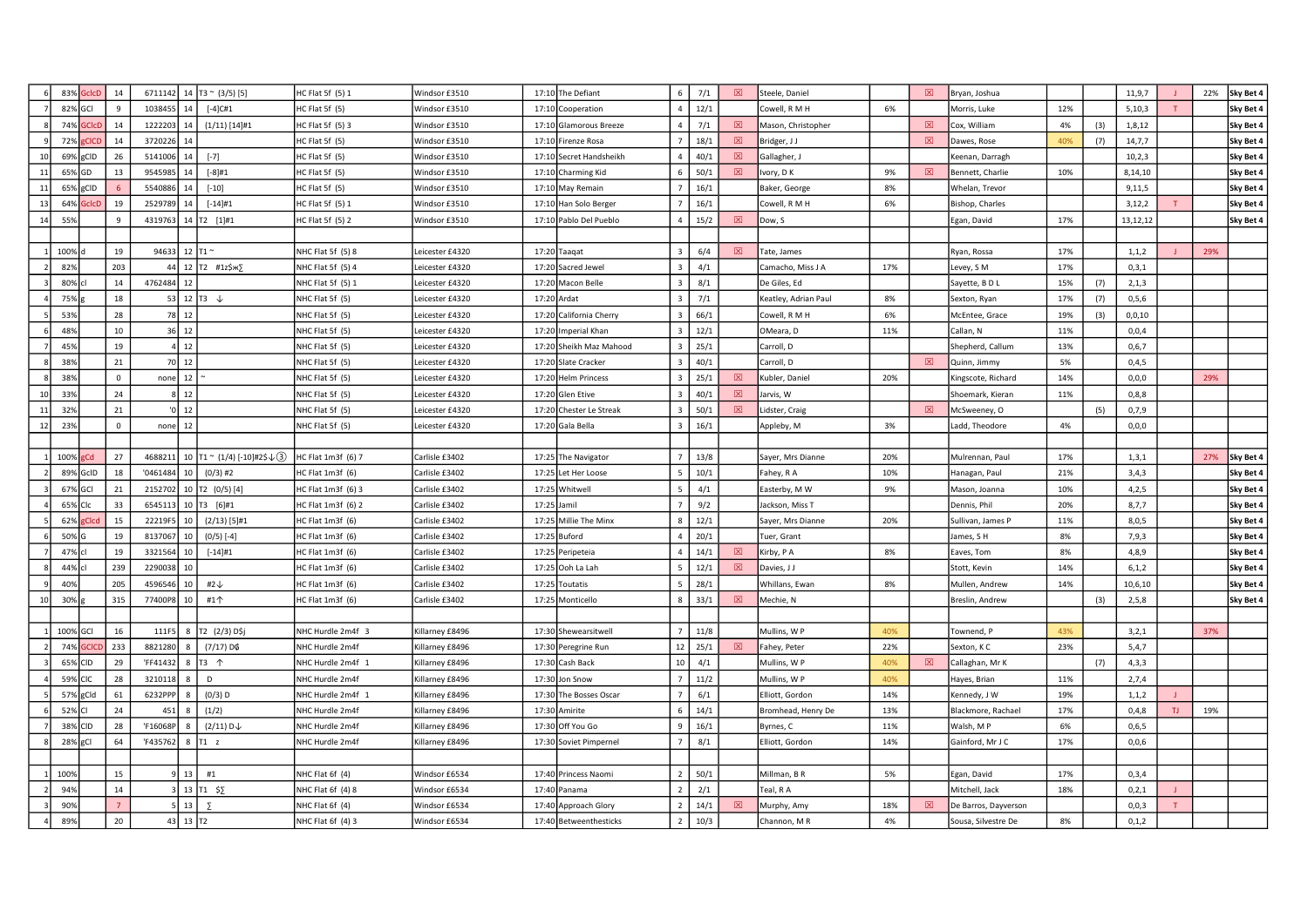| | | | | | | | | | | | | | | | | | | | | | | |
|---|---|---|---|---|---|---|---|---|---|---|---|---|---|---|---|---|---|---|---|---|---|---|
| 6 | 83% | GclcD | 14 | 6711142 | 14 | T3 ~ (3/5) [5] | HC Flat 5f (5) 1 | Windsor £3510 | 17:10 | The Defiant | 6 | 7/1 | ☒ | Steele, Daniel | | ☒ | Bryan, Joshua | | | 11,9,7 | J | 22% | Sky Bet 4 |
| 7 | 82% | GCl | 9 | 1038455 | 14 | [-4]C#1 | HC Flat 5f (5) | Windsor £3510 | 17:10 | Cooperation | 4 | 12/1 | | Cowell, R M H | 6% | | Morris, Luke | 12% | | 5,10,3 | T | | Sky Bet 4 |
| 8 | 74% | GClcD | 14 | 1222203 | 14 | (1/11) [14]#1 | HC Flat 5f (5) 3 | Windsor £3510 | 17:10 | Glamorous Breeze | 4 | 7/1 | ☒ | Mason, Christopher | | ☒ | Cox, William | 4% | (3) | 1,8,12 | | | Sky Bet 4 |
| 9 | 72% | gClCD | 14 | 3720226 | 14 | | HC Flat 5f (5) | Windsor £3510 | 17:10 | Firenze Rosa | 7 | 18/1 | ☒ | Bridger, J J | | ☒ | Dawes, Rose | 40% | (7) | 14,7,7 | | | Sky Bet 4 |
| 10 | 69% | gClD | 26 | 5141006 | 14 | [-7] | HC Flat 5f (5) | Windsor £3510 | 17:10 | Secret Handsheikh | 4 | 40/1 | ☒ | Gallagher, J | | | Keenan, Darragh | | | 10,2,3 | | | Sky Bet 4 |
| 11 | 65% | GD | 13 | 9545985 | 14 | [-8]#1 | HC Flat 5f (5) | Windsor £3510 | 17:10 | Charming Kid | 6 | 50/1 | ☒ | Ivory, D K | 9% | ☒ | Bennett, Charlie | 10% | | 8,14,10 | | | Sky Bet 4 |
| 11 | 65% | gClD | 6 | 5540886 | 14 | [-10] | HC Flat 5f (5) | Windsor £3510 | 17:10 | May Remain | 7 | 16/1 | | Baker, George | 8% | | Whelan, Trevor | | | 9,11,5 | | | Sky Bet 4 |
| 13 | 64% | GclcD | 19 | 2529789 | 14 | [-14]#1 | HC Flat 5f (5) 1 | Windsor £3510 | 17:10 | Han Solo Berger | 7 | 16/1 | | Cowell, R M H | 6% | | Bishop, Charles | | | 3,12,2 | T | | Sky Bet 4 |
| 14 | 55% | | 9 | 4319763 | 14 | T2 [1]#1 | HC Flat 5f (5) 2 | Windsor £3510 | 17:10 | Pablo Del Pueblo | 4 | 15/2 | ☒ | Dow, S | | | Egan, David | 17% | | 13,12,12 | | | Sky Bet 4 |
| | | | | | | | | | | | | | | | | | | | | | | | |
| 1 | 100% | d | 19 | 94633 | 12 | T1 ~ | NHC Flat 5f (5) 8 | Leicester £4320 | 17:20 | Taaqat | 3 | 6/4 | ☒ | Tate, James | | | Ryan, Rossa | 17% | | 1,1,2 | J | 29% | |
| 2 | 82% | | 203 | 44 | 12 | T2 #1z$ж∑ | NHC Flat 5f (5) 4 | Leicester £4320 | 17:20 | Sacred Jewel | 3 | 4/1 | | Camacho, Miss J A | 17% | | Levey, S M | 17% | | 0,3,1 | | | |
| 3 | 80% | cl | 14 | 4762484 | 12 | | NHC Flat 5f (5) 1 | Leicester £4320 | 17:20 | Macon Belle | 3 | 8/1 | | De Giles, Ed | | | Sayette, B D L | 15% | (7) | 2,1,3 | | | |
| 4 | 75% | g | 18 | 53 | 12 | T3 ↓ | NHC Flat 5f (5) | Leicester £4320 | 17:20 | Ardat | 3 | 7/1 | | Keatley, Adrian Paul | 8% | | Sexton, Ryan | 17% | (7) | 0,5,6 | | | |
| 5 | 53% | | 28 | 78 | 12 | | NHC Flat 5f (5) | Leicester £4320 | 17:20 | California Cherry | 3 | 66/1 | | Cowell, R M H | 6% | | McEntee, Grace | 19% | (3) | 0,0,10 | | | |
| 6 | 48% | | 10 | 36 | 12 | | NHC Flat 5f (5) | Leicester £4320 | 17:20 | Imperial Khan | 3 | 12/1 | | OMeara, D | 11% | | Callan, N | 11% | | 0,0,4 | | | |
| 7 | 45% | | 19 | 4 | 12 | | NHC Flat 5f (5) | Leicester £4320 | 17:20 | Sheikh Maz Mahood | 3 | 25/1 | | Carroll, D | | | Shepherd, Callum | 13% | | 0,6,7 | | | |
| 8 | 38% | | 21 | 70 | 12 | | NHC Flat 5f (5) | Leicester £4320 | 17:20 | Slate Cracker | 3 | 40/1 | | Carroll, D | | ☒ | Quinn, Jimmy | 5% | | 0,4,5 | | | |
| 8 | 38% | | 0 | none | 12 | ~ | NHC Flat 5f (5) | Leicester £4320 | 17:20 | Helm Princess | 3 | 25/1 | ☒ | Kubler, Daniel | 20% | | Kingscote, Richard | 14% | | 0,0,0 | | 29% | |
| 10 | 33% | | 24 | 8 | 12 | | NHC Flat 5f (5) | Leicester £4320 | 17:20 | Glen Etive | 3 | 40/1 | ☒ | Jarvis, W | | | Shoemark, Kieran | 11% | | 0,8,8 | | | |
| 11 | 32% | | 21 | '0 | 12 | | NHC Flat 5f (5) | Leicester £4320 | 17:20 | Chester Le Streak | 3 | 50/1 | ☒ | Lidster, Craig | | ☒ | McSweeney, O | | (5) | 0,7,9 | | | |
| 12 | 23% | | 0 | none | 12 | | NHC Flat 5f (5) | Leicester £4320 | 17:20 | Gala Bella | 3 | 16/1 | | Appleby, M | 3% | | Ladd, Theodore | 4% | | 0,0,0 | | | |
| | | | | | | | | | | | | | | | | | | | | | | | |
| 1 | 100% | gCd | 27 | 4688211 | 10 | T1 ~ (1/4) [-10]#2$↓③ | HC Flat 1m3f (6) 7 | Carlisle £3402 | 17:25 | The Navigator | 7 | 13/8 | | Sayer, Mrs Dianne | 20% | | Mulrennan, Paul | 17% | | 1,3,1 | | 27% | Sky Bet 4 |
| 2 | 89% | GclD | 18 | '0461484 | 10 | (0/3) #2 | HC Flat 1m3f (6) | Carlisle £3402 | 17:25 | Let Her Loose | 5 | 10/1 | | Fahey, R A | 10% | | Hanagan, Paul | 21% | | 3,4,3 | | | Sky Bet 4 |
| 3 | 67% | GCl | 21 | 2152702 | 10 | T2 (0/5) [4] | HC Flat 1m3f (6) 3 | Carlisle £3402 | 17:25 | Whitwell | 5 | 4/1 | | Easterby, M W | 9% | | Mason, Joanna | 10% | | 4,2,5 | | | Sky Bet 4 |
| 4 | 65% | Clc | 33 | 6545113 | 10 | T3 [6]#1 | HC Flat 1m3f (6) 2 | Carlisle £3402 | 17:25 | Jamil | 7 | 9/2 | | Jackson, Miss T | | | Dennis, Phil | 20% | | 8,7,7 | | | Sky Bet 4 |
| 5 | 62% | gClcd | 15 | 22219F5 | 10 | (2/13) [5]#1 | HC Flat 1m3f (6) | Carlisle £3402 | 17:25 | Millie The Minx | 8 | 12/1 | | Sayer, Mrs Dianne | 20% | | Sullivan, James P | 11% | | 8,0,5 | | | Sky Bet 4 |
| 6 | 50% | G | 19 | 8137067 | 10 | (0/5) [-4] | HC Flat 1m3f (6) | Carlisle £3402 | 17:25 | Buford | 4 | 20/1 | | Tuer, Grant | | | James, S H | 8% | | 7,9,3 | | | Sky Bet 4 |
| 7 | 47% | cl | 19 | 3321564 | 10 | [-14]#1 | HC Flat 1m3f (6) | Carlisle £3402 | 17:25 | Peripeteia | 4 | 14/1 | ☒ | Kirby, P A | 8% | | Eaves, Tom | 8% | | 4,8,9 | | | Sky Bet 4 |
| 8 | 44% | cl | 239 | 2290038 | 10 | | HC Flat 1m3f (6) | Carlisle £3402 | 17:25 | Ooh La Lah | 5 | 12/1 | ☒ | Davies, J J | | | Stott, Kevin | 14% | | 6,1,2 | | | Sky Bet 4 |
| 9 | 40% | | 205 | 4596546 | 10 | #2↓ | HC Flat 1m3f (6) | Carlisle £3402 | 17:25 | Toutatis | 5 | 28/1 | | Whillans, Ewan | 8% | | Mullen, Andrew | 14% | | 10,6,10 | | | Sky Bet 4 |
| 10 | 30% | g | 315 | 77400P8 | 10 | #1↑ | HC Flat 1m3f (6) | Carlisle £3402 | 17:25 | Monticello | 8 | 33/1 | ☒ | Mechie, N | | | Breslin, Andrew | | (3) | 2,5,8 | | | Sky Bet 4 |
| | | | | | | | | | | | | | | | | | | | | | | | |
| 1 | 100% | GCl | 16 | 111F5 | 8 | T2 (2/3) D$j | NHC Hurdle 2m4f 3 | Killarney £8496 | 17:30 | Shewearsitwell | 7 | 11/8 | | Mullins, W P | 40% | | Townend, P | 43% | | 3,2,1 | | 37% | |
| 2 | 74% | GClCD | 233 | 8821280 | 8 | (7/17) D₲ | NHC Hurdle 2m4f | Killarney £8496 | 17:30 | Peregrine Run | 12 | 25/1 | ☒ | Fahey, Peter | 22% | | Sexton, K C | 23% | | 5,4,7 | | | |
| 3 | 65% | ClD | 29 | 'FF41432 | 8 | T3 ↑ | NHC Hurdle 2m4f 1 | Killarney £8496 | 17:30 | Cash Back | 10 | 4/1 | | Mullins, W P | 40% | ☒ | Callaghan, Mr K | | (7) | 4,3,3 | | | |
| 4 | 59% | ClC | 28 | 3210118 | 8 | D | NHC Hurdle 2m4f | Killarney £8496 | 17:30 | Jon Snow | 7 | 11/2 | | Mullins, W P | 40% | | Hayes, Brian | 11% | | 2,7,4 | | | |
| 5 | 57% | gCld | 61 | 6232PPP | 8 | (0/3) D | NHC Hurdle 2m4f 1 | Killarney £8496 | 17:30 | The Bosses Oscar | 7 | 6/1 | | Elliott, Gordon | 14% | | Kennedy, J W | 19% | | 1,1,2 | J | | |
| 6 | 52% | Cl | 24 | 451 | 8 | (1/2) | NHC Hurdle 2m4f | Killarney £8496 | 17:30 | Amirite | 6 | 14/1 | | Bromhead, Henry De | 13% | | Blackmore, Rachael | 17% | | 0,4,8 | TJ | 19% | |
| 7 | 38% | ClD | 28 | 'F16068P | 8 | (2/11) D↓ | NHC Hurdle 2m4f | Killarney £8496 | 17:30 | Off You Go | 9 | 16/1 | | Byrnes, C | 11% | | Walsh, M P | 6% | | 0,6,5 | | | |
| 8 | 28% | gCl | 64 | 'F435762 | 8 | T1 z | NHC Hurdle 2m4f | Killarney £8496 | 17:30 | Soviet Pimpernel | 7 | 8/1 | | Elliott, Gordon | 14% | | Gainford, Mr J C | 17% | | 0,0,6 | | | |
| | | | | | | | | | | | | | | | | | | | | | | | |
| 1 | 100% | | 15 | 9 | 13 | #1 | NHC Flat 6f (4) | Windsor £6534 | 17:40 | Princess Naomi | 2 | 50/1 | | Millman, B R | 5% | | Egan, David | 17% | | 0,3,4 | | | |
| 2 | 94% | | 14 | 3 | 13 | T1 $∑ | NHC Flat 6f (4) 8 | Windsor £6534 | 17:40 | Panama | 2 | 2/1 | | Teal, R A | | | Mitchell, Jack | 18% | | 0,2,1 | J | | |
| 3 | 90% | | 7 | 5 | 13 | ∑ | NHC Flat 6f (4) | Windsor £6534 | 17:40 | Approach Glory | 2 | 14/1 | ☒ | Murphy, Amy | 18% | ☒ | De Barros, Dayverson | | | 0,0,3 | T | | |
| 4 | 89% | | 20 | 43 | 13 | T2 | NHC Flat 6f (4) 3 | Windsor £6534 | 17:40 | Betweenthesticks | 2 | 10/3 | | Channon, M R | 4% | | Sousa, Silvestre De | 8% | | 0,1,2 | | | |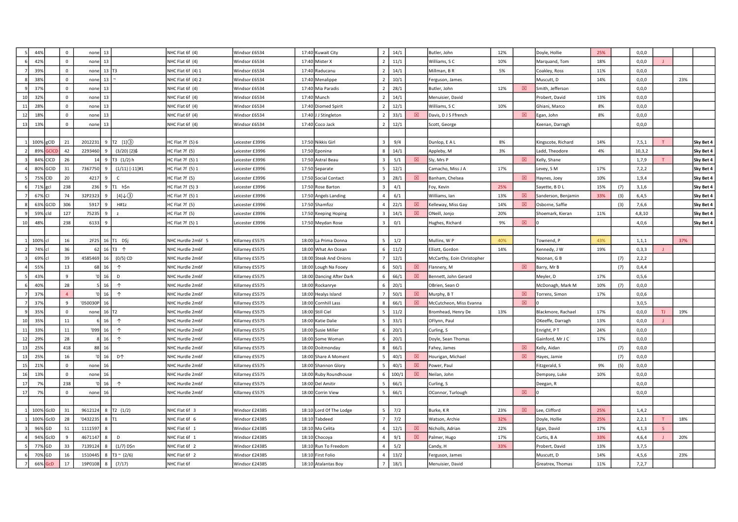| | | | | | | | | | | | | | | | | | | | | | | | |
|---|---|---|---|---|---|---|---|---|---|---|---|---|---|---|---|---|---|---|---|---|---|---|---|
| 5 | 44% | | 0 | none | 13 | | NHC Flat 6f (4) | Windsor £6534 | 17:40 | Kuwait City | 2 | 14/1 | | Butler, John | 12% | | Doyle, Hollie | 25% | | 0,0,0 | | | |
| 6 | 42% | | 0 | none | 13 | | NHC Flat 6f (4) | Windsor £6534 | 17:40 | Mister X | 2 | 11/1 | | Williams, S C | 10% | | Marquand, Tom | 18% | | 0,0,0 | J | | |
| 7 | 39% | | 0 | none | 13 | T3 | NHC Flat 6f (4) 1 | Windsor £6534 | 17:40 | Raducanu | 2 | 14/1 | | Millman, B R | 5% | | Coakley, Ross | 11% | | 0,0,0 | | | |
| 8 | 38% | | 0 | none | 13 | ~ | NHC Flat 6f (4) 2 | Windsor £6534 | 17:40 | Menalippe | 2 | 10/1 | | Ferguson, James | | | Muscutt, D | 14% | | 0,0,0 | | 23% | |
| 9 | 37% | | 0 | none | 13 | | NHC Flat 6f (4) | Windsor £6534 | 17:40 | Mia Paradis | 2 | 28/1 | | Butler, John | 12% | ☒ | Smith, Jefferson | | | 0,0,0 | | | |
| 10 | 32% | | 0 | none | 13 | | NHC Flat 6f (4) | Windsor £6534 | 17:40 | Munch | 2 | 14/1 | | Menuisier, David | | | Probert, David | 13% | | 0,0,0 | | | |
| 11 | 28% | | 0 | none | 13 | | NHC Flat 6f (4) | Windsor £6534 | 17:40 | Diomed Spirit | 2 | 12/1 | | Williams, S C | 10% | | Ghiani, Marco | 8% | | 0,0,0 | | | |
| 12 | 18% | | 0 | none | 13 | | NHC Flat 6f (4) | Windsor £6534 | 17:40 | J J Stingleton | 2 | 33/1 | ☒ | Davis, D J S Ffrench | | ☒ | Egan, John | 8% | | 0,0,0 | | | |
| 13 | 13% | | 0 | none | 13 | | NHC Flat 6f (4) | Windsor £6534 | 17:40 | Coco Jack | 2 | 12/1 | | Scott, George | | | Keenan, Darragh | | | 0,0,0 | | | |
| | | | | | | | | | | | | | | | | | | | | | | | |
| 1 | 100% | gCD | 21 | 2012231 | 9 | T2 [1]③ | HC Flat 7f (5) 6 | Leicester £3996 | 17:50 | Nikkis Girl | 3 | 9/4 | | Dunlop, E A L | 8% | | Kingscote, Richard | 14% | | 7,5,1 | T | | Sky Bet 4 |
| 2 | 89% | GCICD | 42 | 2293460 | 9 | (3/20) [2]¢ | HC Flat 7f (5) | Leicester £3996 | 17:50 | Eponina | 8 | 14/1 | | Appleby, M | 3% | | Ladd, Theodore | 4% | | 10,3,2 | | | Sky Bet 4 |
| 3 | 84% | CICD | 26 | 14 | 9 | T3 (1/2) h | HC Flat 7f (5) 1 | Leicester £3996 | 17:50 | Astral Beau | 3 | 5/1 | ☒ | Sly, Mrs P | | ☒ | Kelly, Shane | | | 1,7,9 | T | | Sky Bet 4 |
| 4 | 80% | GCID | 31 | 7367750 | 9 | (1/11) [-11]#1 | HC Flat 7f (5) 1 | Leicester £3996 | 17:50 | Separate | 5 | 12/1 | | Camacho, Miss J A | 17% | | Levey, S M | 17% | | 7,2,2 | | | Sky Bet 4 |
| 5 | 75% | CID | 20 | 4217 | 9 | C | HC Flat 7f (5) | Leicester £3996 | 17:50 | Social Contact | 3 | 28/1 | ☒ | Banham, Chelsea | | ☒ | Haynes, Joey | 10% | | 1,9,4 | | | Sky Bet 4 |
| 6 | 71% | gcl | 238 | 236 | 9 | T1 h$n | HC Flat 7f (5) 3 | Leicester £3996 | 17:50 | Rose Barton | 3 | 4/1 | | Foy, Kevin | 25% | | Sayette, B D L | 15% | (7) | 3,1,6 | | | Sky Bet 4 |
| 7 | 67% | Cl | 74 | 32P2323 | 9 | [4]↓③ | HC Flat 7f (5) 1 | Leicester £3996 | 17:50 | Angels Landing | 4 | 6/1 | | Williams, Ian | 13% | ☒ | Sanderson, Benjamin | 33% | (3) | 6,4,5 | | | Sky Bet 4 |
| 8 | 63% | GCID | 306 | 5917 | 9 | H#1z | HC Flat 7f (5) | Leicester £3996 | 17:50 | Shamfizz | 4 | 22/1 | ☒ | Kelleway, Miss Gay | 14% | ☒ | Osborne, Saffie | | (3) | 7,6,6 | | | Sky Bet 4 |
| 9 | 59% | cld | 127 | 75235 | 9 | z | HC Flat 7f (5) | Leicester £3996 | 17:50 | Keeping Hoping | 3 | 14/1 | ☒ | ONeill, Jonjo | 20% | | Shoemark, Kieran | 11% | | 4,8,10 | | | Sky Bet 4 |
| 10 | 48% | | 238 | 6133 | 9 | | HC Flat 7f (5) 1 | Leicester £3996 | 17:50 | Meydan Rose | 3 | 0/1 | | Hughes, Richard | 9% | ☒ | 0 | | | 4,0,6 | | | Sky Bet 4 |
| | | | | | | | | | | | | | | | | | | | | | | | |
| 1 | 100% | cl | 16 | 2F25 | 16 | T1 D$j | NHC Hurdle 2m6f 5 | Killarney £5575 | 18:00 | La Prima Donna | 5 | 1/2 | | Mullins, W P | 40% | | Townend, P | 43% | | 1,1,1 | | 37% | |
| 2 | 74% | cl | 36 | 62 | 16 | T3 ↑ | NHC Hurdle 2m6f | Killarney £5575 | 18:00 | What An Ocean | 6 | 11/2 | | Elliott, Gordon | 14% | | Kennedy, J W | 19% | | 0,3,3 | J | | |
| 3 | 69% | cl | 39 | 4585469 | 16 | (0/5) CD | NHC Hurdle 2m6f | Killarney £5575 | 18:00 | Steak And Onions | 7 | 12/1 | | McCarthy, Eoin Christopher | | | Noonan, G B | | (7) | 2,2,2 | | | |
| 4 | 55% | | 13 | 68 | 16 | ↑ | NHC Hurdle 2m6f | Killarney £5575 | 18:00 | Lough Na Fooey | 6 | 50/1 | ☒ | Flannery, M | | ☒ | Barry, Mr B | | (7) | 0,4,4 | | | |
| 5 | 43% | | 9 | '0 | 16 | D | NHC Hurdle 2m6f | Killarney £5575 | 18:00 | Dancing After Dark | 6 | 66/1 | ☒ | Bennett, John Gerard | | | Meyler, D | 17% | | 0,5,6 | | | |
| 6 | 40% | | 28 | 5 | 16 | ↑ | NHC Hurdle 2m6f | Killarney £5575 | 18:00 | Rockanrye | 6 | 20/1 | | OBrien, Sean O | | | McDonagh, Mark M | 10% | (7) | 0,0,0 | | | |
| 7 | 37% | | 4 | '0 | 16 | ↑ | NHC Hurdle 2m6f | Killarney £5575 | 18:00 | Healys Island | 7 | 50/1 | ☒ | Murphy, B T | | ☒ | Torrens, Simon | 17% | | 0,0,6 | | | |
| 7 | 37% | | 9 | '050030P | 16 | | NHC Hurdle 2m6f | Killarney £5575 | 18:00 | Cornhill Lass | 8 | 66/1 | ☒ | McCutcheon, Miss Evanna | | ☒ | 0 | | | 3,0,5 | | | |
| 9 | 35% | | 0 | none | 16 | T2 | NHC Hurdle 2m6f | Killarney £5575 | 18:00 | Still Ciel | 5 | 11/2 | | Bromhead, Henry De | 13% | | Blackmore, Rachael | 17% | | 0,0,0 | TJ | 19% | |
| 10 | 35% | | 11 | 6 | 16 | ↑ | NHC Hurdle 2m6f | Killarney £5575 | 18:00 | Katie Dalie | 5 | 33/1 | | OFlynn, Paul | | | OKeeffe, Darragh | 13% | | 0,0,0 | J | | |
| 11 | 33% | | 11 | '099 | 16 | ↑ | NHC Hurdle 2m6f | Killarney £5575 | 18:00 | Susie Miller | 6 | 20/1 | | Curling, S | | | Enright, P T | 24% | | 0,0,0 | | | |
| 12 | 29% | | 28 | 8 | 16 | ↑ | NHC Hurdle 2m6f | Killarney £5575 | 18:00 | Some Woman | 6 | 20/1 | | Doyle, Sean Thomas | | | Gainford, Mr J C | 17% | | 0,0,0 | | | |
| 13 | 25% | | 418 | 88 | 16 | | NHC Hurdle 2m6f | Killarney £5575 | 18:00 | Doitmonday | 8 | 66/1 | | Fahey, James | | ☒ | Kelly, Aidan | | (7) | 0,0,0 | | | |
| 13 | 25% | | 16 | '0 | 16 | D↑ | NHC Hurdle 2m6f | Killarney £5575 | 18:00 | Share A Moment | 5 | 40/1 | ☒ | Hourigan, Michael | | ☒ | Hayes, Jamie | | (7) | 0,0,0 | | | |
| 15 | 21% | | 0 | none | 16 | | NHC Hurdle 2m6f | Killarney £5575 | 18:00 | Shannon Glory | 5 | 40/1 | ☒ | Power, Paul | | | Fitzgerald, S | 9% | (5) | 0,0,0 | | | |
| 16 | 13% | | 0 | none | 16 | | NHC Hurdle 2m6f | Killarney £5575 | 18:00 | Ruby Roundhouse | 6 | 100/1 | ☒ | Neilan, John | | | Dempsey, Luke | 10% | | 0,0,0 | | | |
| 17 | 7% | | 238 | '0 | 16 | ↑ | NHC Hurdle 2m6f | Killarney £5575 | 18:00 | Del Amitir | 5 | 66/1 | | Curling, S | | | Deegan, R | | | 0,0,0 | | | |
| 17 | 7% | | 0 | none | 16 | | NHC Hurdle 2m6f | Killarney £5575 | 18:00 | Corrin View | 5 | 66/1 | | OConnor, Turlough | | ☒ | 0 | | | 0,0,0 | | | |
| | | | | | | | | | | | | | | | | | | | | | | | |
| 1 | 100% | GcID | 31 | 9612124 | 8 | T2 (1/2) | NHC Flat 6f 3 | Windsor £24385 | 18:10 | Lord Of The Lodge | 5 | 7/2 | | Burke, K R | 23% | ☒ | Lee, Clifford | 25% | | 1,4,2 | | | |
| 1 | 100% | GcID | 28 | '0432235 | 8 | T1 | NHC Flat 6f 6 | Windsor £24385 | 18:10 | Tabdeed | 7 | 7/2 | | Watson, Archie | 32% | | Doyle, Hollie | 25% | | 2,2,1 | T | 18% | |
| 3 | 96% | GD | 51 | 1111597 | 8 | | NHC Flat 6f 1 | Windsor £24385 | 18:10 | Mo Celita | 4 | 12/1 | ☒ | Nicholls, Adrian | 22% | | Egan, David | 17% | | 4,1,3 | S | | |
| 4 | 94% | GcID | 9 | 4671147 | 8 | D | NHC Flat 6f 1 | Windsor £24385 | 18:10 | Chocoya | 4 | 9/1 | ☒ | Palmer, Hugo | 17% | | Curtis, B A | 33% | | 4,6,4 | J | 20% | |
| 5 | 77% | GD | 33 | 7139124 | 8 | (1/7) D$n | NHC Flat 6f 2 | Windsor £24385 | 18:10 | Run To Freedom | 4 | 5/2 | | Candy, H | 33% | | Probert, David | 13% | | 3,7,5 | | | |
| 6 | 70% | GD | 16 | 1510445 | 8 | T3 ~ (2/6) | NHC Flat 6f 2 | Windsor £24385 | 18:10 | First Folio | 4 | 13/2 | | Ferguson, James | | | Muscutt, D | 14% | | 4,5,6 | | 23% | |
| 7 | 66% | GcD | 17 | 19P0108 | 8 | (7/17) | NHC Flat 6f | Windsor £24385 | 18:10 | Atalantas Boy | 7 | 18/1 | | Menuisier, David | | | Greatrex, Thomas | 11% | | 7,2,7 | | | |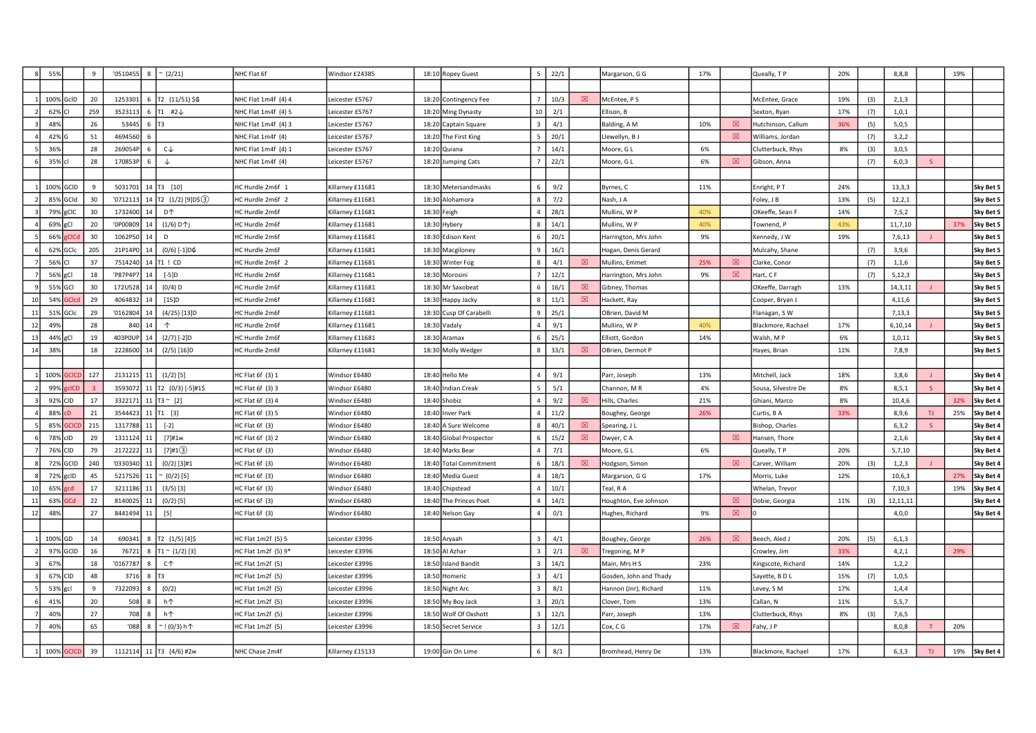| | | | | | | | | | | | | | | | | | | | | | | | |
|---|---|---|---|---|---|---|---|---|---|---|---|---|---|---|---|---|---|---|---|---|---|---|---|
| 8 | 55% | | 9 | '0510455 | 8 | ~ (2/21) | NHC Flat 6f | Windsor £24385 | 18:10 | Ropey Guest | 5 | 22/1 | | Margarson, G G | 17% | | Queally, T P | 20% | | 8,8,8 | | 19% | |
| | | | | | | | | | | | | | | | | | | | | | | | |
| 1 | 100% | GclD | 20 | 1253301 | 6 | T2 (11/51) $¢ | NHC Flat 1m4f (4) 4 | Leicester £5767 | 18:20 | Contingency Fee | 7 | 10/3 | ☒ | McEntee, P S | | | McEntee, Grace | 19% | (3) | 2,1,3 | | | |
| 2 | 62% | Cl | 259 | 3523113 | 6 | T1 #2↓ | NHC Flat 1m4f (4) 5 | Leicester £5767 | 18:20 | Ming Dynasty | 10 | 2/1 | | Ellison, B | | | Sexton, Ryan | 17% | (7) | 1,0,1 | | | |
| 3 | 48% | | 26 | 53445 | 6 | T3 | NHC Flat 1m4f (4) 3 | Leicester £5767 | 18:20 | Captain Square | 3 | 4/1 | | Balding, A M | 10% | ☒ | Hutchinson, Callum | 36% | (5) | 5,0,5 | | | |
| 4 | 42% | G | 51 | 4694560 | 6 | | NHC Flat 1m4f (4) | Leicester £5767 | 18:20 | The First King | 5 | 20/1 | | Llewellyn, B J | | ☒ | Williams, Jordan | | (7) | 3,2,2 | | | |
| 5 | 36% | | 28 | 269054P | 6 | C↓ | NHC Flat 1m4f (4) 1 | Leicester £5767 | 18:20 | Quiana | 7 | 14/1 | | Moore, G L | 6% | | Clutterbuck, Rhys | 8% | (3) | 3,0,5 | | | |
| 6 | 35% | cl | 28 | 170853P | 6 | ↓ | NHC Flat 1m4f (4) | Leicester £5767 | 18:20 | Jumping Cats | 7 | 22/1 | | Moore, G L | 6% | ☒ | Gibson, Anna | | (7) | 6,0,3 | S | | |
| | | | | | | | | | | | | | | | | | | | | | | | |
| 1 | 100% | GClD | 9 | 5031701 | 14 | T3 [10] | HC Hurdle 2m6f 1 | Killarney £11681 | 18:30 | Metersandmasks | 6 | 9/2 | | Byrnes, C | 11% | | Enright, P T | 24% | | 13,3,3 | | | Sky Bet 5 |
| 2 | 85% | GCld | 30 | '0712113 | 14 | T2 (1/2) [9]D$③ | HC Hurdle 2m6f 2 | Killarney £11681 | 18:30 | Alohamora | 8 | 7/2 | | Nash, J A | | | Foley, J B | 13% | (5) | 12,2,1 | | | Sky Bet 5 |
| 3 | 79% | gClC | 30 | 1732400 | 14 | D↑ | HC Hurdle 2m6f | Killarney £11681 | 18:30 | Feigh | 4 | 28/1 | | Mullins, W P | 40% | | OKeeffe, Sean F | 14% | | 7,5,2 | | | Sky Bet 5 |
| 4 | 69% | gCl | 20 | '0P00809 | 14 | (1/6) D↑j | HC Hurdle 2m6f | Killarney £11681 | 18:30 | Hybery | 8 | 14/1 | | Mullins, W P | 40% | | Townend, P | 43% | | 11,7,10 | | 37% | Sky Bet 5 |
| 5 | 66% | gClCd | 30 | 1062P50 | 14 | D | HC Hurdle 2m6f | Killarney £11681 | 18:30 | Edison Kent | 6 | 20/1 | | Harrington, Mrs John | 9% | | Kennedy, J W | 19% | | 7,6,13 | J | | Sky Bet 5 |
| 6 | 62% | GClc | 205 | 21P14P0 | 14 | (0/6) [-1]D¢ | HC Hurdle 2m6f | Killarney £11681 | 18:30 | Macgiloney | 9 | 16/1 | | Hogan, Denis Gerard | | | Mulcahy, Shane | | (7) | 3,9,6 | | | Sky Bet 5 |
| 7 | 56% | Cl | 37 | 7514240 | 14 | T1 ! CD | HC Hurdle 2m6f 2 | Killarney £11681 | 18:30 | Winter Fog | 8 | 4/1 | ☒ | Mullins, Emmet | 25% | ☒ | Clarke, Conor | | (7) | 1,1,6 | | | Sky Bet 5 |
| 7 | 56% | gCl | 18 | 'P87P4P7 | 14 | [-5]D | HC Hurdle 2m6f | Killarney £11681 | 18:30 | Morosini | 7 | 12/1 | | Harrington, Mrs John | 9% | ☒ | Hart, C F | | (7) | 5,12,3 | | | Sky Bet 5 |
| 9 | 55% | GCl | 30 | 172U528 | 14 | (0/4) D | HC Hurdle 2m6f | Killarney £11681 | 18:30 | Mr Saxobeat | 6 | 16/1 | ☒ | Gibney, Thomas | | | OKeeffe, Darragh | 13% | | 14,3,11 | J | | Sky Bet 5 |
| 10 | 54% | GClcd | 29 | 4064832 | 14 | [15]D | HC Hurdle 2m6f | Killarney £11681 | 18:30 | Happy Jacky | 8 | 11/1 | ☒ | Hackett, Ray | | | Cooper, Bryan J | | | 4,11,6 | | | Sky Bet 5 |
| 11 | 51% | GClc | 29 | '0162804 | 14 | (4/25) [13]D | HC Hurdle 2m6f | Killarney £11681 | 18:30 | Cusp Of Carabelli | 9 | 25/1 | | OBrien, David M | | | Flanagan, S W | | | 7,13,3 | | | Sky Bet 5 |
| 12 | 49% | | 28 | 840 | 14 | ↑ | HC Hurdle 2m6f | Killarney £11681 | 18:30 | Vadaly | 4 | 9/1 | | Mullins, W P | 40% | | Blackmore, Rachael | 17% | | 6,10,14 | J | | Sky Bet 5 |
| 13 | 44% | gCl | 19 | 403P0UP | 14 | (2/7) [-2]D | HC Hurdle 2m6f | Killarney £11681 | 18:30 | Aramax | 6 | 25/1 | | Elliott, Gordon | 14% | | Walsh, M P | 6% | | 1,0,11 | | | Sky Bet 5 |
| 14 | 38% | | 18 | 2228600 | 14 | (2/5) [16]D | HC Hurdle 2m6f | Killarney £11681 | 18:30 | Molly Wedger | 8 | 33/1 | ☒ | OBrien, Dermot P | | | Hayes, Brian | 11% | | 7,8,9 | | | Sky Bet 5 |
| | | | | | | | | | | | | | | | | | | | | | | | |
| 1 | 100% | GClCD | 127 | 2131215 | 11 | (1/2) [5] | HC Flat 6f (3) 1 | Windsor £6480 | 18:40 | Hello Me | 4 | 9/1 | | Parr, Joseph | 13% | | Mitchell, Jack | 18% | | 3,8,6 | J | | Sky Bet 4 |
| 2 | 99% | gclCD | 3 | 3593072 | 11 | T2 (0/3) [-5]#1$ | HC Flat 6f (3) 3 | Windsor £6480 | 18:40 | Indian Creak | 5 | 5/1 | | Channon, M R | 4% | | Sousa, Silvestre De | 8% | | 8,5,1 | S | | Sky Bet 4 |
| 3 | 92% | ClD | 17 | 3322171 | 11 | T3 ~ [2] | HC Flat 6f (3) 4 | Windsor £6480 | 18:40 | Shobiz | 4 | 9/2 | ☒ | Hills, Charles | 21% | | Ghiani, Marco | 8% | | 10,4,6 | | 32% | Sky Bet 4 |
| 4 | 88% | cD | 21 | 3544423 | 11 | T1 [3] | HC Flat 6f (3) 5 | Windsor £6480 | 18:40 | Inver Park | 4 | 11/2 | | Boughey, George | 26% | | Curtis, B A | 33% | | 8,9,6 | TJ | 25% | Sky Bet 4 |
| 5 | 85% | GClCD | 215 | 1317788 | 11 | [-2] | HC Flat 6f (3) | Windsor £6480 | 18:40 | A Sure Welcome | 8 | 40/1 | ☒ | Spearing, J L | | | Bishop, Charles | | | 6,3,2 | S | | Sky Bet 4 |
| 6 | 78% | clD | 29 | 1311124 | 11 | [7]#1ж | HC Flat 6f (3) 2 | Windsor £6480 | 18:40 | Global Prospector | 6 | 15/2 | ☒ | Dwyer, C A | | ☒ | Hansen, Thore | | | 2,1,6 | | | Sky Bet 4 |
| 7 | 76% | ClD | 79 | 2172222 | 11 | [7]#1③ | HC Flat 6f (3) | Windsor £6480 | 18:40 | Marks Bear | 4 | 7/1 | | Moore, G L | 6% | | Queally, T P | 20% | | 5,7,10 | | | Sky Bet 4 |
| 8 | 72% | GClD | 240 | '0330340 | 11 | (0/2) [3]#1 | HC Flat 6f (3) | Windsor £6480 | 18:40 | Total Commitment | 6 | 18/1 | ☒ | Hodgson, Simon | | ☒ | Carver, William | 20% | (3) | 1,2,3 | J | | Sky Bet 4 |
| 8 | 72% | gclD | 45 | 5217526 | 11 | ~ (0/2) [5] | HC Flat 6f (3) | Windsor £6480 | 18:40 | Media Guest | 4 | 18/1 | | Margarson, G G | 17% | | Morris, Luke | 12% | | 10,6,3 | | 27% | Sky Bet 4 |
| 10 | 65% | gcd | 17 | 3211186 | 11 | (3/5) [3] | HC Flat 6f (3) | Windsor £6480 | 18:40 | Chipstead | 4 | 10/1 | | Teal, R A | | | Whelan, Trevor | | | 7,10,3 | | 19% | Sky Bet 4 |
| 11 | 63% | GCd | 22 | 8140025 | 11 | (0/2) [5] | HC Flat 6f (3) | Windsor £6480 | 18:40 | The Princes Poet | 4 | 14/1 | | Houghton, Eve Johnson | | ☒ | Dobie, Georgia | 11% | (3) | 12,11,11 | | | Sky Bet 4 |
| 12 | 48% | | 27 | 8441494 | 11 | [5] | HC Flat 6f (3) | Windsor £6480 | 18:40 | Nelson Gay | 4 | 0/1 | | Hughes, Richard | 9% | ☒ | 0 | | | 4,0,0 | | | Sky Bet 4 |
| | | | | | | | | | | | | | | | | | | | | | | | |
| 1 | 100% | GD | 14 | 690341 | 8 | T2 (1/5) [4]$ | HC Flat 1m2f (5) 5 | Leicester £3996 | 18:50 | Aryaah | 3 | 4/1 | | Boughey, George | 26% | ☒ | Beech, Aled J | 20% | (5) | 6,1,3 | | | |
| 2 | 97% | GClD | 16 | 76721 | 8 | T1 ~ (1/2) [3] | HC Flat 1m2f (5) 9* | Leicester £3996 | 18:50 | Al Azhar | 3 | 2/1 | ☒ | Tregoning, M P | | | Crowley, Jim | 33% | | 4,2,1 | | 29% | |
| 3 | 67% | | 18 | '0167787 | 8 | C↑ | HC Flat 1m2f (5) | Leicester £3996 | 18:50 | Island Bandit | 3 | 14/1 | | Main, Mrs H S | 23% | | Kingscote, Richard | 14% | | 1,2,2 | | | |
| 3 | 67% | ClD | 48 | 3716 | 8 | T3 | HC Flat 1m2f (5) | Leicester £3996 | 18:50 | Homeric | 3 | 4/1 | | Gosden, John and Thady | | | Sayette, B D L | 15% | (7) | 1,0,5 | | | |
| 5 | 53% | gcl | 9 | 7322093 | 8 | (0/2) | HC Flat 1m2f (5) | Leicester £3996 | 18:50 | Night Arc | 3 | 8/1 | | Hannon (Jnr), Richard | 11% | | Levey, S M | 17% | | 1,4,4 | | | |
| 6 | 41% | | 20 | 508 | 8 | h↑ | HC Flat 1m2f (5) | Leicester £3996 | 18:50 | My Boy Jack | 3 | 20/1 | | Clover, Tom | 13% | | Callan, N | 11% | | 5,5,7 | | | |
| 7 | 40% | | 27 | 708 | 8 | h↑ | HC Flat 1m2f (5) | Leicester £3996 | 18:50 | Wolf Of Oxshott | 3 | 12/1 | | Parr, Joseph | 13% | | Clutterbuck, Rhys | 8% | (3) | 7,6,5 | | | |
| 7 | 40% | | 65 | '088 | 8 | ~ ! (0/3) h↑ | HC Flat 1m2f (5) | Leicester £3996 | 18:50 | Secret Service | 3 | 12/1 | | Cox, C G | 17% | ☒ | Fahy, J P | | | 8,0,8 | T | 20% | |
| | | | | | | | | | | | | | | | | | | | | | | | |
| 1 | 100% | GClCD | 39 | 1112114 | 11 | T3 (4/6) #2ж | NHC Chase 2m4f | Killarney £15133 | 19:00 | Gin On Lime | 6 | 8/1 | | Bromhead, Henry De | 13% | | Blackmore, Rachael | 17% | | 6,3,3 | TJ | 19% | Sky Bet 4 |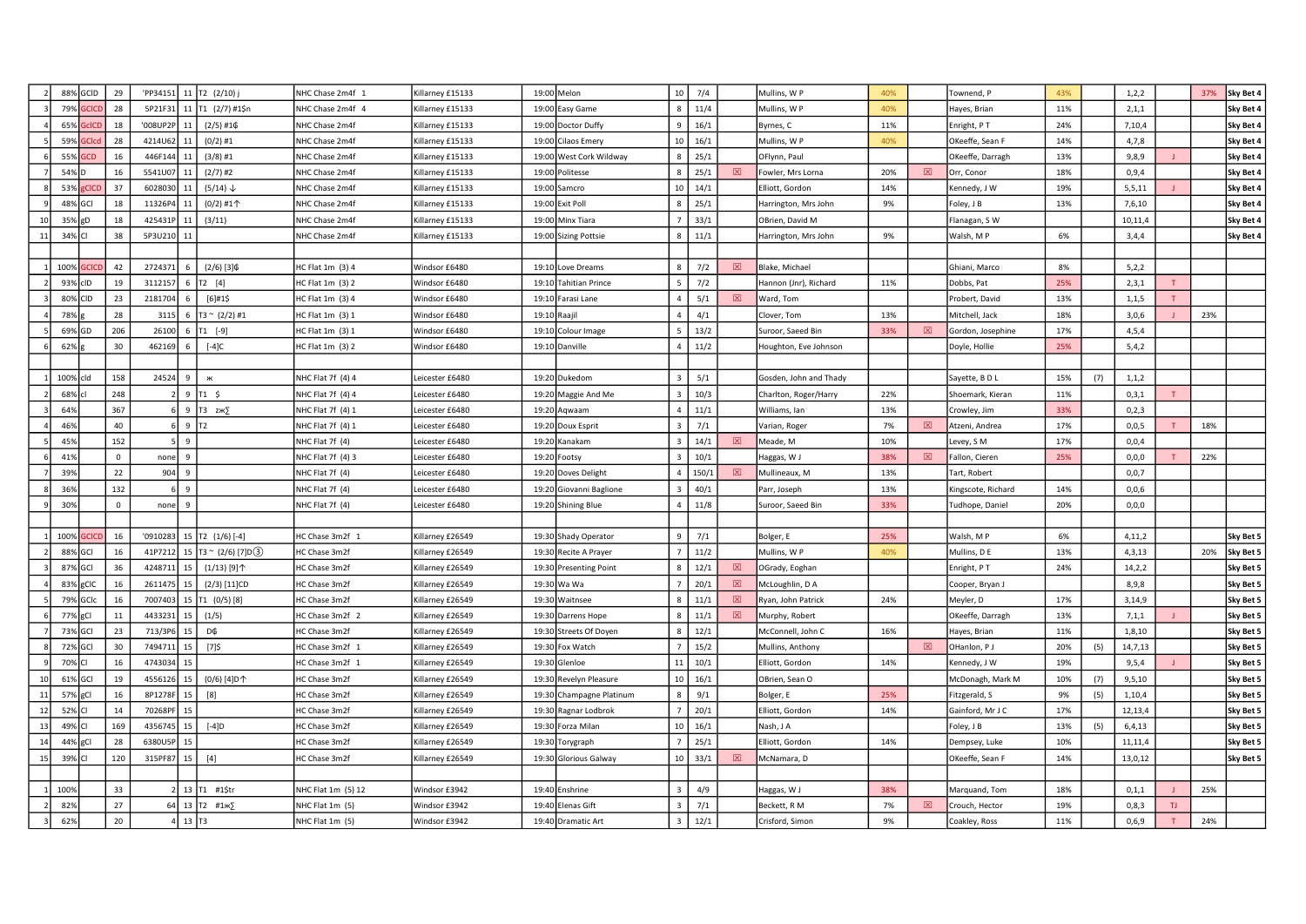| | | | | | | | | | | | | | | | | | | | | | | |
|---|---|---|---|---|---|---|---|---|---|---|---|---|---|---|---|---|---|---|---|---|---|---|
| 2 | 88% | GCID | 29 | 'PP34151 | 11 | T2 (2/10) j | NHC Chase 2m4f 1 | Killarney £15133 | 19:00 | Melon | 10 | 7/4 | | Mullins, W P | 40% | | Townend, P | 43% | | 1,2,2 | | 37% | Sky Bet 4 |
| 3 | 79% | GCICD | 28 | 5P21F31 | 11 | T1 (2/7) #1$n | NHC Chase 2m4f 4 | Killarney £15133 | 19:00 | Easy Game | 8 | 11/4 | | Mullins, W P | 40% | | Hayes, Brian | 11% | | 2,1,1 | | | Sky Bet 4 |
| 4 | 65% | GcICD | 18 | '008UP2P | 11 | (2/5) #1₵ | NHC Chase 2m4f | Killarney £15133 | 19:00 | Doctor Duffy | 9 | 16/1 | | Byrnes, C | 11% | | Enright, P T | 24% | | 7,10,4 | | | Sky Bet 4 |
| 5 | 59% | GCIcd | 28 | 4214U62 | 11 | (0/2) #1 | NHC Chase 2m4f | Killarney £15133 | 19:00 | Cilaos Emery | 10 | 16/1 | | Mullins, W P | 40% | | OKeeffe, Sean F | 14% | | 4,7,8 | | | Sky Bet 4 |
| 6 | 55% | GCD | 16 | 446F144 | 11 | (3/8) #1 | NHC Chase 2m4f | Killarney £15133 | 19:00 | West Cork Wildway | 8 | 25/1 | | OFlynn, Paul | | | OKeeffe, Darragh | 13% | | 9,8,9 | J | | Sky Bet 4 |
| 7 | 54% | D | 16 | 5541U07 | 11 | (2/7) #2 | NHC Chase 2m4f | Killarney £15133 | 19:00 | Politesse | 8 | 25/1 | ☒ | Fowler, Mrs Lorna | 20% | ☒ | Orr, Conor | 18% | | 0,9,4 | | | Sky Bet 4 |
| 8 | 53% | gCICD | 37 | 6028030 | 11 | (5/14) ↓ | NHC Chase 2m4f | Killarney £15133 | 19:00 | Samcro | 10 | 14/1 | | Elliott, Gordon | 14% | | Kennedy, J W | 19% | | 5,5,11 | J | | Sky Bet 4 |
| 9 | 48% | GCI | 18 | 11326P4 | 11 | (0/2) #1↑ | NHC Chase 2m4f | Killarney £15133 | 19:00 | Exit Poll | 8 | 25/1 | | Harrington, Mrs John | 9% | | Foley, J B | 13% | | 7,6,10 | | | Sky Bet 4 |
| 10 | 35% | gD | 18 | 425431P | 11 | (3/11) | NHC Chase 2m4f | Killarney £15133 | 19:00 | Minx Tiara | 7 | 33/1 | | OBrien, David M | | | Flanagan, S W | | | 10,11,4 | | | Sky Bet 4 |
| 11 | 34% | CI | 38 | 5P3U210 | 11 | | NHC Chase 2m4f | Killarney £15133 | 19:00 | Sizing Pottsie | 8 | 11/1 | | Harrington, Mrs John | 9% | | Walsh, M P | 6% | | 3,4,4 | | | Sky Bet 4 |
| | | | | | | | | | | | | | | | | | | | | | | | |
| 1 | 100% | GCICD | 42 | 2724371 | 6 | (2/6) [3]₵ | HC Flat 1m (3) 4 | Windsor £6480 | 19:10 | Love Dreams | 8 | 7/2 | ☒ | Blake, Michael | | | Ghiani, Marco | 8% | | 5,2,2 | | | |
| 2 | 93% | cID | 19 | 3112157 | 6 | T2 [4] | HC Flat 1m (3) 2 | Windsor £6480 | 19:10 | Tahitian Prince | 5 | 7/2 | | Hannon (Jnr), Richard | 11% | | Dobbs, Pat | 25% | | 2,3,1 | T | | |
| 3 | 80% | CID | 23 | 2181704 | 6 | [6]#1$ | HC Flat 1m (3) 4 | Windsor £6480 | 19:10 | Farasi Lane | 4 | 5/1 | ☒ | Ward, Tom | | | Probert, David | 13% | | 1,1,5 | T | | |
| 4 | 78% | g | 28 | 3115 | 6 | T3 ~ (2/2) #1 | HC Flat 1m (3) 1 | Windsor £6480 | 19:10 | Raajil | 4 | 4/1 | | Clover, Tom | 13% | | Mitchell, Jack | 18% | | 3,0,6 | J | 23% | |
| 5 | 69% | GD | 206 | 26100 | 6 | T1 [-9] | HC Flat 1m (3) 1 | Windsor £6480 | 19:10 | Colour Image | 5 | 13/2 | | Suroor, Saeed Bin | 33% | ☒ | Gordon, Josephine | 17% | | 4,5,4 | | | |
| 6 | 62% | g | 30 | 462169 | 6 | [-4]C | HC Flat 1m (3) 2 | Windsor £6480 | 19:10 | Danville | 4 | 11/2 | | Houghton, Eve Johnson | | | Doyle, Hollie | 25% | | 5,4,2 | | | |
| | | | | | | | | | | | | | | | | | | | | | | | |
| 1 | 100% | cId | 158 | 24524 | 9 | ж | NHC Flat 7f (4) 4 | Leicester £6480 | 19:20 | Dukedom | 3 | 5/1 | | Gosden, John and Thady | | | Sayette, B D L | 15% | (7) | 1,1,2 | | | |
| 2 | 68% | cl | 248 | 2 | 9 | T1 $ | NHC Flat 7f (4) 4 | Leicester £6480 | 19:20 | Maggie And Me | 3 | 10/3 | | Charlton, Roger/Harry | 22% | | Shoemark, Kieran | 11% | | 0,3,1 | T | | |
| 3 | 64% | | 367 | 6 | 9 | T3 zж∑ | NHC Flat 7f (4) 1 | Leicester £6480 | 19:20 | Aqwaam | 4 | 11/1 | | Williams, Ian | 13% | | Crowley, Jim | 33% | | 0,2,3 | | | |
| 4 | 46% | | 40 | 6 | 9 | T2 | NHC Flat 7f (4) 1 | Leicester £6480 | 19:20 | Doux Esprit | 3 | 7/1 | | Varian, Roger | 7% | ☒ | Atzeni, Andrea | 17% | | 0,0,5 | T | 18% | |
| 5 | 45% | | 152 | 5 | 9 | | NHC Flat 7f (4) | Leicester £6480 | 19:20 | Kanakam | 3 | 14/1 | ☒ | Meade, M | 10% | | Levey, S M | 17% | | 0,0,4 | | | |
| 6 | 41% | | 0 | none | 9 | | NHC Flat 7f (4) 3 | Leicester £6480 | 19:20 | Footsy | 3 | 10/1 | | Haggas, W J | 38% | ☒ | Fallon, Cieren | 25% | | 0,0,0 | T | 22% | |
| 7 | 39% | | 22 | 904 | 9 | | NHC Flat 7f (4) | Leicester £6480 | 19:20 | Doves Delight | 4 | 150/1 | ☒ | Mullineaux, M | 13% | | Tart, Robert | | | 0,0,7 | | | |
| 8 | 36% | | 132 | 6 | 9 | | NHC Flat 7f (4) | Leicester £6480 | 19:20 | Giovanni Baglione | 3 | 40/1 | | Parr, Joseph | 13% | | Kingscote, Richard | 14% | | 0,0,6 | | | |
| 9 | 30% | | 0 | none | 9 | | NHC Flat 7f (4) | Leicester £6480 | 19:20 | Shining Blue | 4 | 11/8 | | Suroor, Saeed Bin | 33% | | Tudhope, Daniel | 20% | | 0,0,0 | | | |
| | | | | | | | | | | | | | | | | | | | | | | | |
| 1 | 100% | GCICD | 16 | '0910283 | 15 | T2 (1/6) [-4] | HC Chase 3m2f 1 | Killarney £26549 | 19:30 | Shady Operator | 9 | 7/1 | | Bolger, E | 25% | | Walsh, M P | 6% | | 4,11,2 | | | Sky Bet 5 |
| 2 | 88% | GCI | 16 | 41P7212 | 15 | T3 ~ (2/6) [7]D③ | HC Chase 3m2f | Killarney £26549 | 19:30 | Recite A Prayer | 7 | 11/2 | | Mullins, W P | 40% | | Mullins, D E | 13% | | 4,3,13 | | 20% | Sky Bet 5 |
| 3 | 87% | GCI | 36 | 4248711 | 15 | (1/13) [9]↑ | HC Chase 3m2f | Killarney £26549 | 19:30 | Presenting Point | 8 | 12/1 | ☒ | OGrady, Eoghan | | | Enright, P T | 24% | | 14,2,2 | | | Sky Bet 5 |
| 4 | 83% | gCIC | 16 | 2611475 | 15 | (2/3) [11]CD | HC Chase 3m2f | Killarney £26549 | 19:30 | Wa Wa | 7 | 20/1 | ☒ | McLoughlin, D A | | | Cooper, Bryan J | | | 8,9,8 | | | Sky Bet 5 |
| 5 | 79% | GCIc | 16 | 7007403 | 15 | T1 (0/5) [8] | HC Chase 3m2f | Killarney £26549 | 19:30 | Waitnsee | 8 | 11/1 | ☒ | Ryan, John Patrick | 24% | | Meyler, D | 17% | | 3,14,9 | | | Sky Bet 5 |
| 6 | 77% | gCI | 11 | 4433231 | 15 | (1/5) | HC Chase 3m2f 2 | Killarney £26549 | 19:30 | Darrens Hope | 8 | 11/1 | ☒ | Murphy, Robert | | | OKeeffe, Darragh | 13% | | 7,1,1 | J | | Sky Bet 5 |
| 7 | 73% | GCI | 23 | 713/3P6 | 15 | D₵ | HC Chase 3m2f | Killarney £26549 | 19:30 | Streets Of Doyen | 8 | 12/1 | | McConnell, John C | 16% | | Hayes, Brian | 11% | | 1,8,10 | | | Sky Bet 5 |
| 8 | 72% | GCI | 30 | 7494711 | 15 | [7]$ | HC Chase 3m2f 1 | Killarney £26549 | 19:30 | Fox Watch | 7 | 15/2 | | Mullins, Anthony | | ☒ | OHanlon, P J | 20% | (5) | 14,7,13 | | | Sky Bet 5 |
| 9 | 70% | CI | 16 | 4743034 | 15 | | HC Chase 3m2f 1 | Killarney £26549 | 19:30 | Glenloe | 11 | 10/1 | | Elliott, Gordon | 14% | | Kennedy, J W | 19% | | 9,5,4 | J | | Sky Bet 5 |
| 10 | 61% | GCI | 19 | 4556126 | 15 | (0/6) [4]D↑ | HC Chase 3m2f | Killarney £26549 | 19:30 | Revelyn Pleasure | 10 | 16/1 | | OBrien, Sean O | | | McDonagh, Mark M | 10% | (7) | 9,5,10 | | | Sky Bet 5 |
| 11 | 57% | gCI | 16 | 8P1278F | 15 | [8] | HC Chase 3m2f | Killarney £26549 | 19:30 | Champagne Platinum | 8 | 9/1 | | Bolger, E | 25% | | Fitzgerald, S | 9% | (5) | 1,10,4 | | | Sky Bet 5 |
| 12 | 52% | CI | 14 | 70268PF | 15 | | HC Chase 3m2f | Killarney £26549 | 19:30 | Ragnar Lodbrok | 7 | 20/1 | | Elliott, Gordon | 14% | | Gainford, Mr J C | 17% | | 12,13,4 | | | Sky Bet 5 |
| 13 | 49% | CI | 169 | 4356745 | 15 | [-4]D | HC Chase 3m2f | Killarney £26549 | 19:30 | Forza Milan | 10 | 16/1 | | Nash, J A | | | Foley, J B | 13% | (5) | 6,4,13 | | | Sky Bet 5 |
| 14 | 44% | gCI | 28 | 6380U5P | 15 | | HC Chase 3m2f | Killarney £26549 | 19:30 | Torygraph | 7 | 25/1 | | Elliott, Gordon | 14% | | Dempsey, Luke | 10% | | 11,11,4 | | | Sky Bet 5 |
| 15 | 39% | CI | 120 | 315PF87 | 15 | [4] | HC Chase 3m2f | Killarney £26549 | 19:30 | Glorious Galway | 10 | 33/1 | ☒ | McNamara, D | | | OKeeffe, Sean F | 14% | | 13,0,12 | | | Sky Bet 5 |
| | | | | | | | | | | | | | | | | | | | | | | | |
| 1 | 100% | | 33 | 2 | 13 | T1 #1$tr | NHC Flat 1m (5) 12 | Windsor £3942 | 19:40 | Enshrine | 3 | 4/9 | | Haggas, W J | 38% | | Marquand, Tom | 18% | | 0,1,1 | J | 25% | |
| 2 | 82% | | 27 | 64 | 13 | T2 #1ж∑ | NHC Flat 1m (5) | Windsor £3942 | 19:40 | Elenas Gift | 3 | 7/1 | | Beckett, R M | 7% | ☒ | Crouch, Hector | 19% | | 0,8,3 | TJ | | |
| 3 | 62% | | 20 | 4 | 13 | T3 | NHC Flat 1m (5) | Windsor £3942 | 19:40 | Dramatic Art | 3 | 12/1 | | Crisford, Simon | 9% | | Coakley, Ross | 11% | | 0,6,9 | T | 24% | |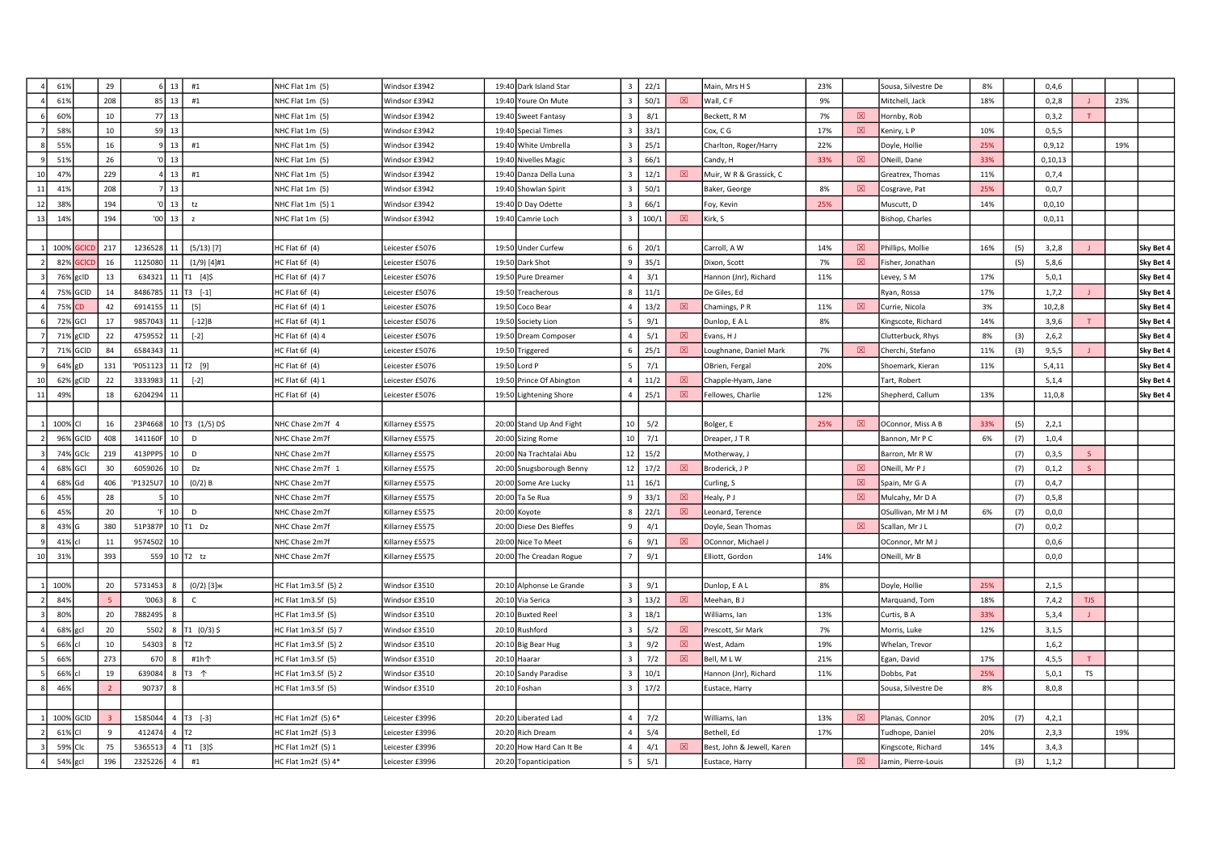| | | | | | | | | | | | | | | | | | | | | | | | |
|---|---|---|---|---|---|---|---|---|---|---|---|---|---|---|---|---|---|---|---|---|---|---|---|
| 4 | 61% | | 29 | 6 | 13 | #1 | NHC Flat 1m (5) | Windsor £3942 | 19:40 | Dark Island Star | 3 | 22/1 | | Main, Mrs H S | 23% | | Sousa, Silvestre De | 8% | | 0,4,6 | | | |
| 4 | 61% | | 208 | 85 | 13 | #1 | NHC Flat 1m (5) | Windsor £3942 | 19:40 | Youre On Mute | 3 | 50/1 | ☒ | Wall, C F | 9% | | Mitchell, Jack | 18% | | 0,2,8 | J | 23% | |
| 6 | 60% | | 10 | 77 | 13 | | NHC Flat 1m (5) | Windsor £3942 | 19:40 | Sweet Fantasy | 3 | 8/1 | | Beckett, R M | 7% | ☒ | Hornby, Rob | | | 0,3,2 | T | | |
| 7 | 58% | | 10 | 59 | 13 | | NHC Flat 1m (5) | Windsor £3942 | 19:40 | Special Times | 3 | 33/1 | | Cox, C G | 17% | ☒ | Keniry, L P | 10% | | 0,5,5 | | | |
| 8 | 55% | | 16 | 9 | 13 | #1 | NHC Flat 1m (5) | Windsor £3942 | 19:40 | White Umbrella | 3 | 25/1 | | Charlton, Roger/Harry | 22% | | Doyle, Hollie | 25% | | 0,9,12 | | 19% | |
| 9 | 51% | | 26 | '0 | 13 | | NHC Flat 1m (5) | Windsor £3942 | 19:40 | Nivelles Magic | 3 | 66/1 | | Candy, H | 33% | ☒ | ONeill, Dane | 33% | | 0,10,13 | | | |
| 10 | 47% | | 229 | 4 | 13 | #1 | NHC Flat 1m (5) | Windsor £3942 | 19:40 | Danza Della Luna | 3 | 12/1 | ☒ | Muir, W R & Grassick, C | | | Greatrex, Thomas | 11% | | 0,7,4 | | | |
| 11 | 41% | | 208 | 7 | 13 | | NHC Flat 1m (5) | Windsor £3942 | 19:40 | Showlan Spirit | 3 | 50/1 | | Baker, George | 8% | ☒ | Cosgrave, Pat | 25% | | 0,0,7 | | | |
| 12 | 38% | | 194 | '0 | 13 | tz | NHC Flat 1m (5) 1 | Windsor £3942 | 19:40 | D Day Odette | 3 | 66/1 | | Foy, Kevin | 25% | | Muscutt, D | 14% | | 0,0,10 | | | |
| 13 | 14% | | 194 | '00 | 13 | z | NHC Flat 1m (5) | Windsor £3942 | 19:40 | Camrie Loch | 3 | 100/1 | ☒ | Kirk, S | | | Bishop, Charles | | | 0,0,11 | | | |
| | | | | | | | | | | | | | | | | | | | | | | | |
| 1 | 100% | GClCD | 217 | 1236528 | 11 | (5/13) [7] | HC Flat 6f (4) | Leicester £5076 | 19:50 | Under Curfew | 6 | 20/1 | | Carroll, A W | 14% | ☒ | Phillips, Mollie | 16% | (5) | 3,2,8 | J | | Sky Bet 4 |
| 2 | 82% | GClCD | 16 | 1125080 | 11 | (1/9) [4]#1 | HC Flat 6f (4) | Leicester £5076 | 19:50 | Dark Shot | 9 | 35/1 | | Dixon, Scott | 7% | ☒ | Fisher, Jonathan | | (5) | 5,8,6 | | | Sky Bet 4 |
| 3 | 76% | gclD | 13 | 634321 | 11 | T1 [4]$ | HC Flat 6f (4) 7 | Leicester £5076 | 19:50 | Pure Dreamer | 4 | 3/1 | | Hannon (Jnr), Richard | 11% | | Levey, S M | 17% | | 5,0,1 | | | Sky Bet 4 |
| 4 | 75% | GClD | 14 | 8486785 | 11 | T3 [-1] | HC Flat 6f (4) | Leicester £5076 | 19:50 | Treacherous | 8 | 11/1 | | De Giles, Ed | | | Ryan, Rossa | 17% | | 1,7,2 | J | | Sky Bet 4 |
| 4 | 75% | CD | 42 | 6914155 | 11 | [5] | HC Flat 6f (4) 1 | Leicester £5076 | 19:50 | Coco Bear | 4 | 13/2 | ☒ | Chamings, P R | 11% | ☒ | Currie, Nicola | 3% | | 10,2,8 | | | Sky Bet 4 |
| 6 | 72% | GCl | 17 | 9857043 | 11 | [-12]B | HC Flat 6f (4) 1 | Leicester £5076 | 19:50 | Society Lion | 5 | 9/1 | | Dunlop, E A L | 8% | | Kingscote, Richard | 14% | | 3,9,6 | T | | Sky Bet 4 |
| 7 | 71% | gClD | 22 | 4759552 | 11 | [-2] | HC Flat 6f (4) 4 | Leicester £5076 | 19:50 | Dream Composer | 4 | 5/1 | ☒ | Evans, H J | | | Clutterbuck, Rhys | 8% | (3) | 2,6,2 | | | Sky Bet 4 |
| 7 | 71% | GClD | 84 | 6584343 | 11 | | HC Flat 6f (4) | Leicester £5076 | 19:50 | Triggered | 6 | 25/1 | ☒ | Loughnane, Daniel Mark | 7% | ☒ | Cherchi, Stefano | 11% | (3) | 9,5,5 | J | | Sky Bet 4 |
| 9 | 64% | gD | 131 | 'P051123 | 11 | T2 [9] | HC Flat 6f (4) | Leicester £5076 | 19:50 | Lord P | 5 | 7/1 | | OBrien, Fergal | 20% | | Shoemark, Kieran | 11% | | 5,4,11 | | | Sky Bet 4 |
| 10 | 62% | gClD | 22 | 3333983 | 11 | [-2] | HC Flat 6f (4) 1 | Leicester £5076 | 19:50 | Prince Of Abington | 4 | 11/2 | ☒ | Chapple-Hyam, Jane | | | Tart, Robert | | | 5,1,4 | | | Sky Bet 4 |
| 11 | 49% | | 18 | 6204294 | 11 | | HC Flat 6f (4) | Leicester £5076 | 19:50 | Lightening Shore | 4 | 25/1 | ☒ | Fellowes, Charlie | 12% | | Shepherd, Callum | 13% | | 11,0,8 | | | Sky Bet 4 |
| | | | | | | | | | | | | | | | | | | | | | | | |
| 1 | 100% | Cl | 16 | 23P4668 | 10 | T3 (1/5) D$ | NHC Chase 2m7f 4 | Killarney £5575 | 20:00 | Stand Up And Fight | 10 | 5/2 | | Bolger, E | 25% | ☒ | OConnor, Miss A B | 33% | (5) | 2,2,1 | | | |
| 2 | 96% | GClD | 408 | 141160F | 10 | D | NHC Chase 2m7f | Killarney £5575 | 20:00 | Sizing Rome | 10 | 7/1 | | Dreaper, J T R | | | Bannon, Mr P C | 6% | (7) | 1,0,4 | | | |
| 3 | 74% | GClc | 219 | 413PPP5 | 10 | D | NHC Chase 2m7f | Killarney £5575 | 20:00 | Na Trachtalai Abu | 12 | 15/2 | | Motherway, J | | | Barron, Mr R W | | (7) | 0,3,5 | S | | |
| 4 | 68% | GCl | 30 | 6059026 | 10 | Dz | NHC Chase 2m7f 1 | Killarney £5575 | 20:00 | Snugsborough Benny | 12 | 17/2 | ☒ | Broderick, J P | | ☒ | ONeill, Mr P J | | (7) | 0,1,2 | S | | |
| 4 | 68% | Gd | 406 | 'P1325U7 | 10 | (0/2) B | NHC Chase 2m7f | Killarney £5575 | 20:00 | Some Are Lucky | 11 | 16/1 | | Curling, S | | ☒ | Spain, Mr G A | | (7) | 0,4,7 | | | |
| 6 | 45% | | 28 | 5 | 10 | | NHC Chase 2m7f | Killarney £5575 | 20:00 | Ta Se Rua | 9 | 33/1 | ☒ | Healy, P J | | ☒ | Mulcahy, Mr D A | | (7) | 0,5,8 | | | |
| 6 | 45% | | 20 | 'F | 10 | D | NHC Chase 2m7f | Killarney £5575 | 20:00 | Koyote | 8 | 22/1 | ☒ | Leonard, Terence | | | OSullivan, Mr M J M | 6% | (7) | 0,0,0 | | | |
| 8 | 43% | G | 380 | 51P387P | 10 | T1 Dz | NHC Chase 2m7f | Killarney £5575 | 20:00 | Diese Des Bieffes | 9 | 4/1 | | Doyle, Sean Thomas | | ☒ | Scallan, Mr J L | | (7) | 0,0,2 | | | |
| 9 | 41% | cl | 11 | 9574502 | 10 | | NHC Chase 2m7f | Killarney £5575 | 20:00 | Nice To Meet | 6 | 9/1 | ☒ | OConnor, Michael J | | | OConnor, Mr M J | | | 0,0,6 | | | |
| 10 | 31% | | 393 | 559 | 10 | T2 tz | NHC Chase 2m7f | Killarney £5575 | 20:00 | The Creadan Rogue | 7 | 9/1 | | Elliott, Gordon | 14% | | ONeill, Mr B | | | 0,0,0 | | | |
| | | | | | | | | | | | | | | | | | | | | | | | |
| 1 | 100% | | 20 | 5731453 | 8 | (0/2) [3]ж | HC Flat 1m3.5f (5) 2 | Windsor £3510 | 20:10 | Alphonse Le Grande | 3 | 9/1 | | Dunlop, E A L | 8% | | Doyle, Hollie | 25% | | 2,1,5 | | | |
| 2 | 84% | | 5 | '0063 | 8 | C | HC Flat 1m3.5f (5) | Windsor £3510 | 20:10 | Via Serica | 3 | 13/2 | ☒ | Meehan, B J | | | Marquand, Tom | 18% | | 7,4,2 | TJS | | |
| 3 | 80% | | 20 | 7882495 | 8 | | HC Flat 1m3.5f (5) | Windsor £3510 | 20:10 | Buxted Reel | 3 | 18/1 | | Williams, Ian | 13% | | Curtis, B A | 33% | | 5,3,4 | J | | |
| 4 | 68% | gcl | 20 | 5502 | 8 | T1 (0/3) $ | HC Flat 1m3.5f (5) 7 | Windsor £3510 | 20:10 | Rushford | 3 | 5/2 | ☒ | Prescott, Sir Mark | 7% | | Morris, Luke | 12% | | 3,1,5 | | | |
| 5 | 66% | cl | 10 | 54303 | 8 | T2 | HC Flat 1m3.5f (5) 2 | Windsor £3510 | 20:10 | Big Bear Hug | 3 | 9/2 | ☒ | West, Adam | 19% | | Whelan, Trevor | | | 1,6,2 | | | |
| 5 | 66% | | 273 | 670 | 8 | #1h↑ | HC Flat 1m3.5f (5) | Windsor £3510 | 20:10 | Haarar | 3 | 7/2 | ☒ | Bell, M L W | 21% | | Egan, David | 17% | | 4,5,5 | T | | |
| 5 | 66% | cl | 19 | 639084 | 8 | T3 ↑ | HC Flat 1m3.5f (5) 2 | Windsor £3510 | 20:10 | Sandy Paradise | 3 | 10/1 | | Hannon (Jnr), Richard | 11% | | Dobbs, Pat | 25% | | 5,0,1 | TS | | |
| 8 | 46% | | 2 | 90737 | 8 | | HC Flat 1m3.5f (5) | Windsor £3510 | 20:10 | Foshan | 3 | 17/2 | | Eustace, Harry | | | Sousa, Silvestre De | 8% | | 8,0,8 | | | |
| | | | | | | | | | | | | | | | | | | | | | | | |
| 1 | 100% | GClD | 3 | 1585044 | 4 | T3 [-3] | HC Flat 1m2f (5) 6* | Leicester £3996 | 20:20 | Liberated Lad | 4 | 7/2 | | Williams, Ian | 13% | ☒ | Planas, Connor | 20% | (7) | 4,2,1 | | | |
| 2 | 61% | Cl | 9 | 412474 | 4 | T2 | HC Flat 1m2f (5) 3 | Leicester £3996 | 20:20 | Rich Dream | 4 | 5/4 | | Bethell, Ed | 17% | | Tudhope, Daniel | 20% | | 2,3,3 | | 19% | |
| 3 | 59% | Clc | 75 | 5365513 | 4 | T1 [3]$ | HC Flat 1m2f (5) 1 | Leicester £3996 | 20:20 | How Hard Can It Be | 4 | 4/1 | ☒ | Best, John & Jewell, Karen | | | Kingscote, Richard | 14% | | 3,4,3 | | | |
| 4 | 54% | gcl | 196 | 2325226 | 4 | #1 | HC Flat 1m2f (5) 4* | Leicester £3996 | 20:20 | Topanticipation | 5 | 5/1 | | Eustace, Harry | | ☒ | Jamin, Pierre-Louis | | (3) | 1,1,2 | | | |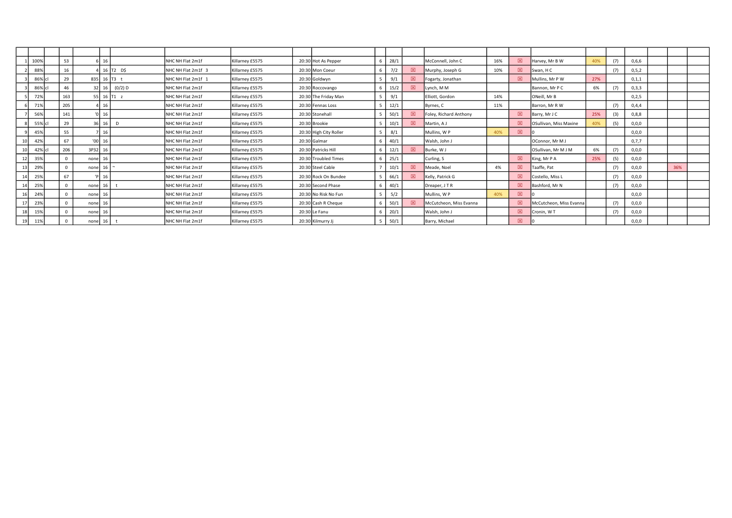| | | | | | | | | | | | | | | | | | | | | | | | |
|---|---|---|---|---|---|---|---|---|---|---|---|---|---|---|---|---|---|---|---|---|---|---|---|
| 1 | 100% | | 53 | 6 | 16 | | NHC NH Flat 2m1f | Killarney £5575 | 20:30 | Hot As Pepper | 6 | 28/1 | | McConnell, John C | 16% | ☒ | Harvey, Mr B W | 40% | (7) | 0,6,6 | | | |
| 2 | 88% | | 16 | 4 | 16 | T2 D$ | NHC NH Flat 2m1f 3 | Killarney £5575 | 20:30 | Mon Coeur | 6 | 7/2 | ☒ | Murphy, Joseph G | 10% | ☒ | Swan, H C | | (7) | 0,5,2 | | | |
| 3 | 86% | cl | 29 | 835 | 16 | T3 t | NHC NH Flat 2m1f 1 | Killarney £5575 | 20:30 | Goldwyn | 5 | 9/1 | ☒ | Fogarty, Jonathan | | ☒ | Mullins, Mr P W | 27% | | 0,1,1 | | | |
| 3 | 86% | cl | 46 | 32 | 16 | (0/2) D | NHC NH Flat 2m1f | Killarney £5575 | 20:30 | Roccovango | 6 | 15/2 | ☒ | Lynch, M M | | | Bannon, Mr P C | 6% | (7) | 0,3,3 | | | |
| 5 | 72% | | 163 | 55 | 16 | T1 z | NHC NH Flat 2m1f | Killarney £5575 | 20:30 | The Friday Man | 5 | 9/1 | | Elliott, Gordon | 14% | | ONeill, Mr B | | | 0,2,5 | | | |
| 6 | 71% | | 205 | 4 | 16 | | NHC NH Flat 2m1f | Killarney £5575 | 20:30 | Fennas Loss | 5 | 12/1 | | Byrnes, C | 11% | | Barron, Mr R W | | (7) | 0,4,4 | | | |
| 7 | 56% | | 141 | '0 | 16 | | NHC NH Flat 2m1f | Killarney £5575 | 20:30 | Stonehall | 5 | 50/1 | ☒ | Foley, Richard Anthony | | ☒ | Barry, Mr J C | 25% | (3) | 0,8,8 | | | |
| 8 | 55% | cl | 29 | 36 | 16 | D | NHC NH Flat 2m1f | Killarney £5575 | 20:30 | Brookie | 5 | 10/1 | ☒ | Martin, A J | | ☒ | OSullivan, Miss Maxine | 40% | (5) | 0,0,0 | | | |
| 9 | 45% | | 55 | 7 | 16 | | NHC NH Flat 2m1f | Killarney £5575 | 20:30 | High City Roller | 5 | 8/1 | | Mullins, W P | 40% | ☒ | 0 | | | 0,0,0 | | | |
| 10 | 42% | | 67 | '00 | 16 | | NHC NH Flat 2m1f | Killarney £5575 | 20:30 | Galmar | 6 | 40/1 | | Walsh, John J | | | OConnor, Mr M J | | | 0,7,7 | | | |
| 10 | 42% | cl | 206 | 3P32 | 16 | | NHC NH Flat 2m1f | Killarney £5575 | 20:30 | Patricks Hill | 6 | 12/1 | ☒ | Burke, W J | | | OSullivan, Mr M J M | 6% | (7) | 0,0,0 | | | |
| 12 | 35% | | 0 | none | 16 | | NHC NH Flat 2m1f | Killarney £5575 | 20:30 | Troubled Times | 6 | 25/1 | | Curling, S | | ☒ | King, Mr P A | 25% | (5) | 0,0,0 | | | |
| 13 | 29% | | 0 | none | 16 | ~ | NHC NH Flat 2m1f | Killarney £5575 | 20:30 | Steel Cable | 7 | 10/1 | ☒ | Meade, Noel | 4% | ☒ | Taaffe, Pat | | (7) | 0,0,0 | | 36% | |
| 14 | 25% | | 67 | 'P | 16 | | NHC NH Flat 2m1f | Killarney £5575 | 20:30 | Rock On Bundee | 5 | 66/1 | ☒ | Kelly, Patrick G | | ☒ | Costello, Miss L | | (7) | 0,0,0 | | | |
| 14 | 25% | | 0 | none | 16 | t | NHC NH Flat 2m1f | Killarney £5575 | 20:30 | Second Phase | 6 | 40/1 | | Dreaper, J T R | | ☒ | Bashford, Mr N | | (7) | 0,0,0 | | | |
| 16 | 24% | | 0 | none | 16 | | NHC NH Flat 2m1f | Killarney £5575 | 20:30 | No Risk No Fun | 5 | 5/2 | | Mullins, W P | 40% | ☒ | 0 | | | 0,0,0 | | | |
| 17 | 23% | | 0 | none | 16 | | NHC NH Flat 2m1f | Killarney £5575 | 20:30 | Cash R Cheque | 6 | 50/1 | ☒ | McCutcheon, Miss Evanna | | ☒ | McCutcheon, Miss Evanna | | (7) | 0,0,0 | | | |
| 18 | 15% | | 0 | none | 16 | | NHC NH Flat 2m1f | Killarney £5575 | 20:30 | Le Fanu | 6 | 20/1 | | Walsh, John J | | ☒ | Cronin, W T | | (7) | 0,0,0 | | | |
| 19 | 11% | | 0 | none | 16 | t | NHC NH Flat 2m1f | Killarney £5575 | 20:30 | Kilmurry Jj | 5 | 50/1 | | Barry, Michael | | ☒ | 0 | | | 0,0,0 | | | |